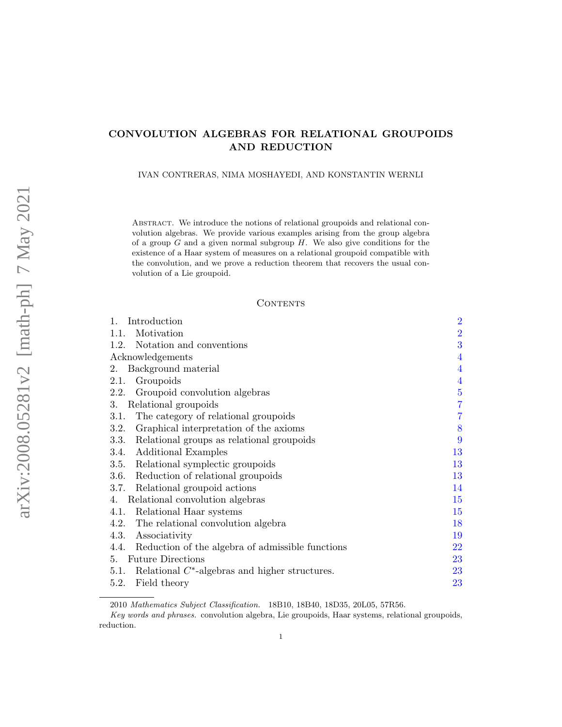# CONVOLUTION ALGEBRAS FOR RELATIONAL GROUPOIDS AND REDUCTION

IVAN CONTRERAS, NIMA MOSHAYEDI, AND KONSTANTIN WERNLI

Abstract. We introduce the notions of relational groupoids and relational convolution algebras. We provide various examples arising from the group algebra of a group $G$ and a given normal subgroup $H$. We also give conditions for the existence of a Haar system of measures on a relational groupoid compatible with the convolution, and we prove a reduction theorem that recovers the usual convolution of a Lie groupoid.

## Contents

1. Introduction — 2
   1.1. Motivation — 2
   1.2. Notation and conventions — 3
   Acknowledgements — 4
2. Background material — 4
   2.1. Groupoids — 4
   2.2. Groupoid convolution algebras — 5
3. Relational groupoids — 7
   3.1. The category of relational groupoids — 7
   3.2. Graphical interpretation of the axioms — 8
   3.3. Relational groups as relational groupoids — 9
   3.4. Additional Examples — 13
   3.5. Relational symplectic groupoids — 13
   3.6. Reduction of relational groupoids — 13
   3.7. Relational groupoid actions — 14
4. Relational convolution algebras — 15
   4.1. Relational Haar systems — 15
   4.2. The relational convolution algebra — 18
   4.3. Associativity — 19
   4.4. Reduction of the algebra of admissible functions — 22
5. Future Directions — 23
   5.1. Relational $C^*$-algebras and higher structures. — 23
   5.2. Field theory — 23

2010 *Mathematics Subject Classification.* 18B10, 18B40, 18D35, 20L05, 57R56.

*Key words and phrases.* convolution algebra, Lie groupoids, Haar systems, relational groupoids, reduction.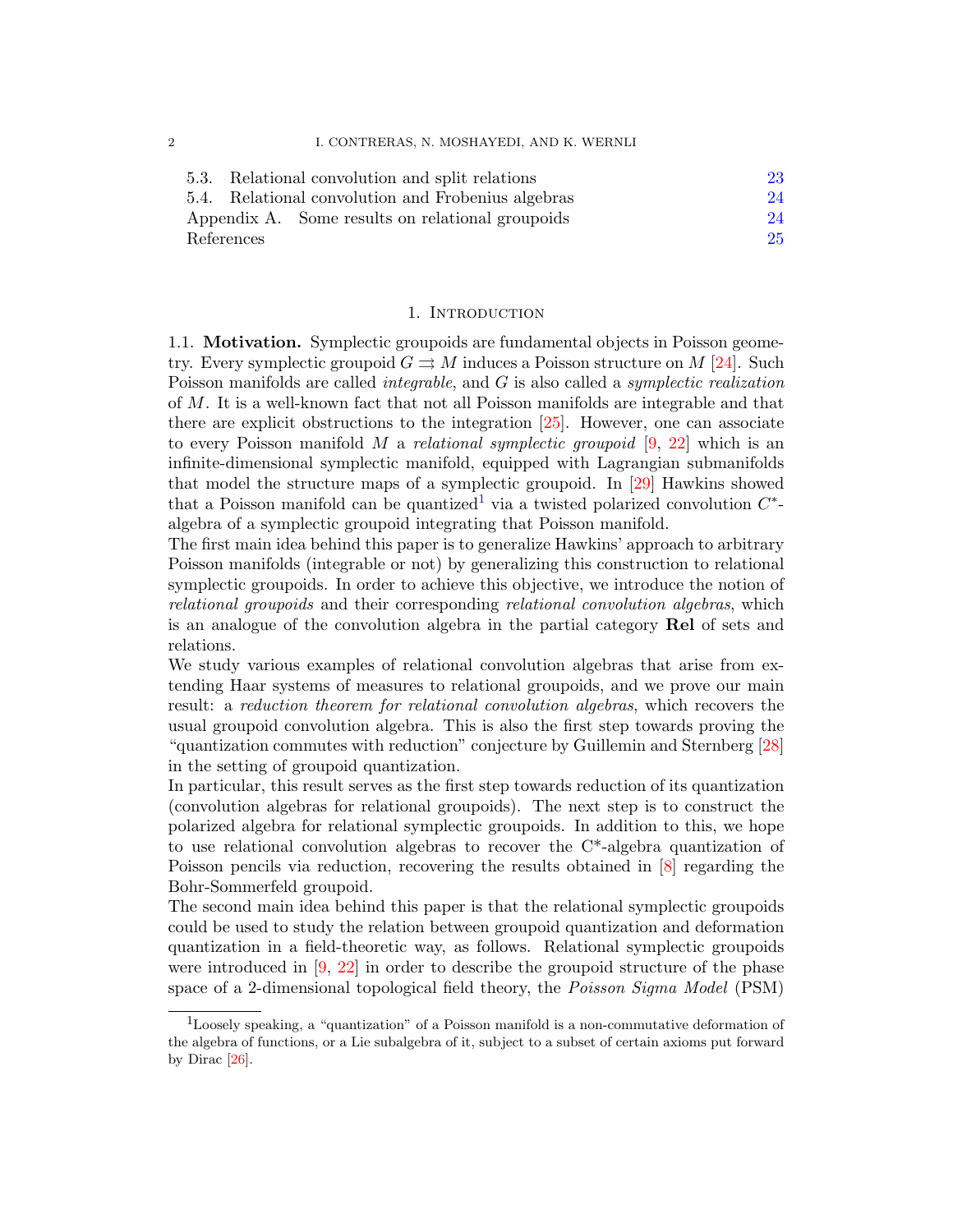5.3. Relational convolution and split relations 23
5.4. Relational convolution and Frobenius algebras 24
Appendix A. Some results on relational groupoids 24
References 25

## 1. Introduction

### 1.1. Motivation.

**1.1. Motivation.** Symplectic groupoids are fundamental objects in Poisson geometry. Every symplectic groupoid $G \rightrightarrows M$ induces a Poisson structure on $M$ [24]. Such Poisson manifolds are called *integrable*, and $G$ is also called a *symplectic realization* of $M$. It is a well-known fact that not all Poisson manifolds are integrable and that there are explicit obstructions to the integration [25]. However, one can associate to every Poisson manifold $M$ a *relational symplectic groupoid* [9, 22] which is an infinite-dimensional symplectic manifold, equipped with Lagrangian submanifolds that model the structure maps of a symplectic groupoid. In [29] Hawkins showed that a Poisson manifold can be quantized[1] via a twisted polarized convolution $C^*$-algebra of a symplectic groupoid integrating that Poisson manifold.
The first main idea behind this paper is to generalize Hawkins' approach to arbitrary Poisson manifolds (integrable or not) by generalizing this construction to relational symplectic groupoids. In order to achieve this objective, we introduce the notion of *relational groupoids* and their corresponding *relational convolution algebras*, which is an analogue of the convolution algebra in the partial category **Rel** of sets and relations.
We study various examples of relational convolution algebras that arise from extending Haar systems of measures to relational groupoids, and we prove our main result: a *reduction theorem for relational convolution algebras*, which recovers the usual groupoid convolution algebra. This is also the first step towards proving the "quantization commutes with reduction" conjecture by Guillemin and Sternberg [28] in the setting of groupoid quantization.
In particular, this result serves as the first step towards reduction of its quantization (convolution algebras for relational groupoids). The next step is to construct the polarized algebra for relational symplectic groupoids. In addition to this, we hope to use relational convolution algebras to recover the C*-algebra quantization of Poisson pencils via reduction, recovering the results obtained in [8] regarding the Bohr-Sommerfeld groupoid.
The second main idea behind this paper is that the relational symplectic groupoids could be used to study the relation between groupoid quantization and deformation quantization in a field-theoretic way, as follows. Relational symplectic groupoids were introduced in [9, 22] in order to describe the groupoid structure of the phase space of a 2-dimensional topological field theory, the *Poisson Sigma Model* (PSM)

[1] Loosely speaking, a "quantization" of a Poisson manifold is a non-commutative deformation of the algebra of functions, or a Lie subalgebra of it, subject to a subset of certain axioms put forward by Dirac [26].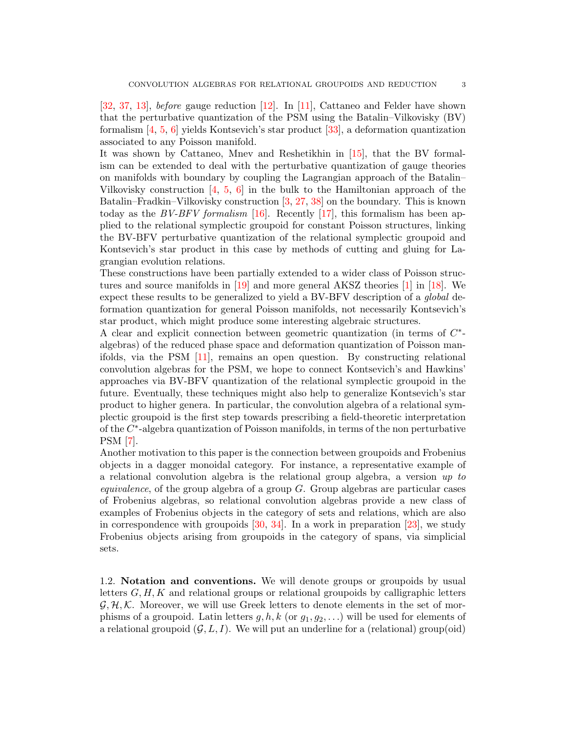[32, 37, 13], *before* gauge reduction [12]. In [11], Cattaneo and Felder have shown that the perturbative quantization of the PSM using the Batalin–Vilkovisky (BV) formalism [4, 5, 6] yields Kontsevich's star product [33], a deformation quantization associated to any Poisson manifold.

It was shown by Cattaneo, Mnev and Reshetikhin in [15], that the BV formalism can be extended to deal with the perturbative quantization of gauge theories on manifolds with boundary by coupling the Lagrangian approach of the Batalin–Vilkovisky construction [4, 5, 6] in the bulk to the Hamiltonian approach of the Batalin–Fradkin–Vilkovisky construction [3, 27, 38] on the boundary. This is known today as the *BV-BFV formalism* [16]. Recently [17], this formalism has been applied to the relational symplectic groupoid for constant Poisson structures, linking the BV-BFV perturbative quantization of the relational symplectic groupoid and Kontsevich's star product in this case by methods of cutting and gluing for Lagrangian evolution relations.

These constructions have been partially extended to a wider class of Poisson structures and source manifolds in [19] and more general AKSZ theories [1] in [18]. We expect these results to be generalized to yield a BV-BFV description of a *global* deformation quantization for general Poisson manifolds, not necessarily Kontsevich's star product, which might produce some interesting algebraic structures.

A clear and explicit connection between geometric quantization (in terms of $C^*$-algebras) of the reduced phase space and deformation quantization of Poisson manifolds, via the PSM [11], remains an open question. By constructing relational convolution algebras for the PSM, we hope to connect Kontsevich's and Hawkins' approaches via BV-BFV quantization of the relational symplectic groupoid in the future. Eventually, these techniques might also help to generalize Kontsevich's star product to higher genera. In particular, the convolution algebra of a relational symplectic groupoid is the first step towards prescribing a field-theoretic interpretation of the $C^*$-algebra quantization of Poisson manifolds, in terms of the non perturbative PSM [7].

Another motivation to this paper is the connection between groupoids and Frobenius objects in a dagger monoidal category. For instance, a representative example of a relational convolution algebra is the relational group algebra, a version *up to equivalence*, of the group algebra of a group $G$. Group algebras are particular cases of Frobenius algebras, so relational convolution algebras provide a new class of examples of Frobenius objects in the category of sets and relations, which are also in correspondence with groupoids [30, 34]. In a work in preparation [23], we study Frobenius objects arising from groupoids in the category of spans, via simplicial sets.

### 1.2. Notation and conventions.

We will denote groups or groupoids by usual letters $G, H, K$ and relational groups or relational groupoids by calligraphic letters $\mathcal{G}, \mathcal{H}, \mathcal{K}$. Moreover, we will use Greek letters to denote elements in the set of morphisms of a groupoid. Latin letters $g, h, k$ (or $g_1, g_2, \ldots$) will be used for elements of a relational groupoid $(\mathcal{G}, L, I)$. We will put an underline for a (relational) group(oid)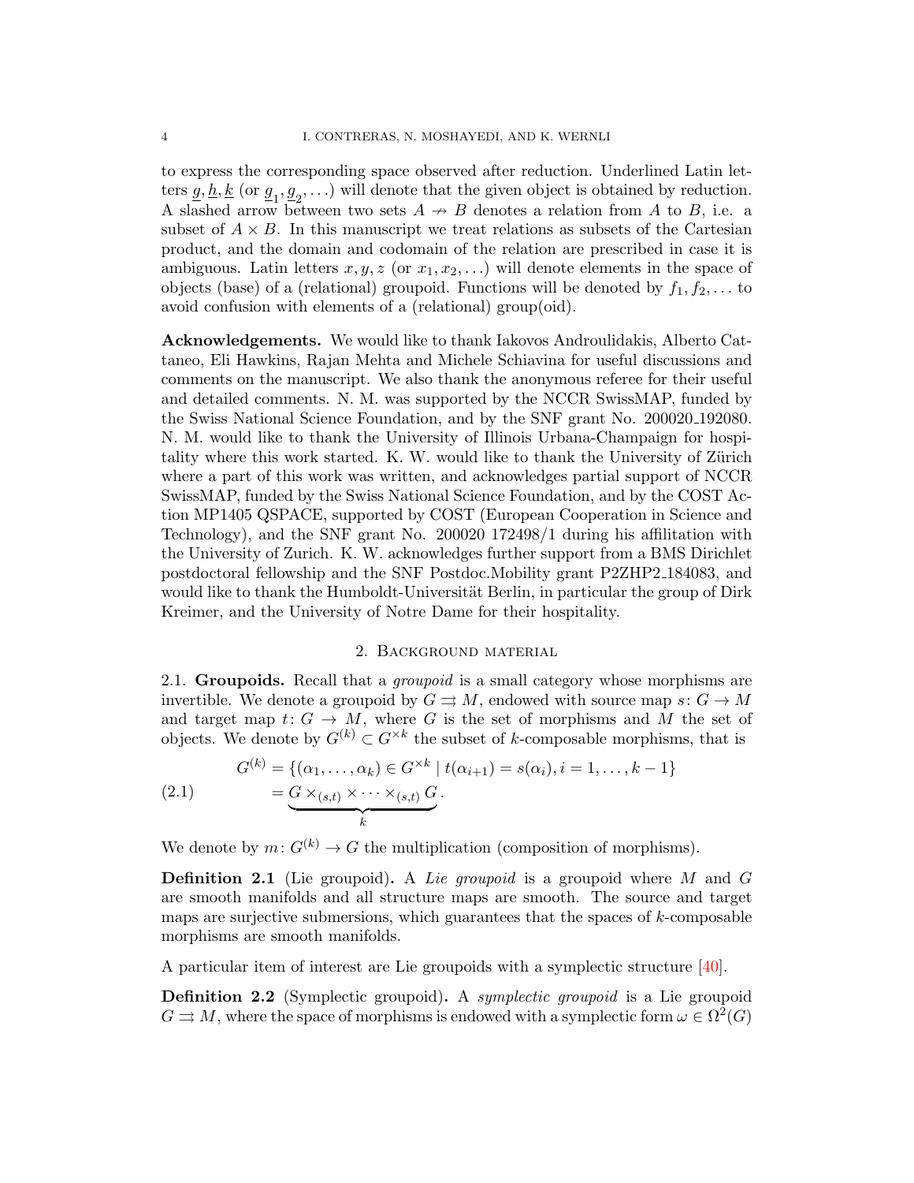to express the corresponding space observed after reduction. Underlined Latin letters $\underline{g}, \underline{h}, \underline{k}$ (or $\underline{g}_1, \underline{g}_2, \ldots$) will denote that the given object is obtained by reduction. A slashed arrow between two sets $A \nrightarrow B$ denotes a relation from $A$ to $B$, i.e. a subset of $A \times B$. In this manuscript we treat relations as subsets of the Cartesian product, and the domain and codomain of the relation are prescribed in case it is ambiguous. Latin letters $x, y, z$ (or $x_1, x_2, \ldots$) will denote elements in the space of objects (base) of a (relational) groupoid. Functions will be denoted by $f_1, f_2, \ldots$ to avoid confusion with elements of a (relational) group(oid).

**Acknowledgements.** We would like to thank Iakovos Androulidakis, Alberto Cattaneo, Eli Hawkins, Rajan Mehta and Michele Schiavina for useful discussions and comments on the manuscript. We also thank the anonymous referee for their useful and detailed comments. N. M. was supported by the NCCR SwissMAP, funded by the Swiss National Science Foundation, and by the SNF grant No. 200020_192080. N. M. would like to thank the University of Illinois Urbana-Champaign for hospitality where this work started. K. W. would like to thank the University of Zürich where a part of this work was written, and acknowledges partial support of NCCR SwissMAP, funded by the Swiss National Science Foundation, and by the COST Action MP1405 QSPACE, supported by COST (European Cooperation in Science and Technology), and the SNF grant No. 200020 172498/1 during his affiliation with the University of Zurich. K. W. acknowledges further support from a BMS Dirichlet postdoctoral fellowship and the SNF Postdoc.Mobility grant P2ZHP2_184083, and would like to thank the Humboldt-Universität Berlin, in particular the group of Dirk Kreimer, and the University of Notre Dame for their hospitality.

## 2. Background material

2.1. **Groupoids.** Recall that a *groupoid* is a small category whose morphisms are invertible. We denote a groupoid by $G \rightrightarrows M$, endowed with source map $s\colon G \to M$ and target map $t\colon G \to M$, where $G$ is the set of morphisms and $M$ the set of objects. We denote by $G^{(k)} \subset G^{\times k}$ the subset of $k$-composable morphisms, that is

$$
\begin{aligned}
G^{(k)} &= \{(\alpha_1, \ldots, \alpha_k) \in G^{\times k} \mid t(\alpha_{i+1}) = s(\alpha_i), i = 1, \ldots, k-1\} \\
&= \underbrace{G \times_{(s,t)} \times \cdots \times_{(s,t)} G}_{k}.
\end{aligned}
\tag{2.1}
$$

We denote by $m\colon G^{(k)} \to G$ the multiplication (composition of morphisms).

**Definition 2.1** (Lie groupoid)**.** A *Lie groupoid* is a groupoid where $M$ and $G$ are smooth manifolds and all structure maps are smooth. The source and target maps are surjective submersions, which guarantees that the spaces of $k$-composable morphisms are smooth manifolds.

A particular item of interest are Lie groupoids with a symplectic structure [40].

**Definition 2.2** (Symplectic groupoid)**.** A *symplectic groupoid* is a Lie groupoid $G \rightrightarrows M$, where the space of morphisms is endowed with a symplectic form $\omega \in \Omega^2(G)$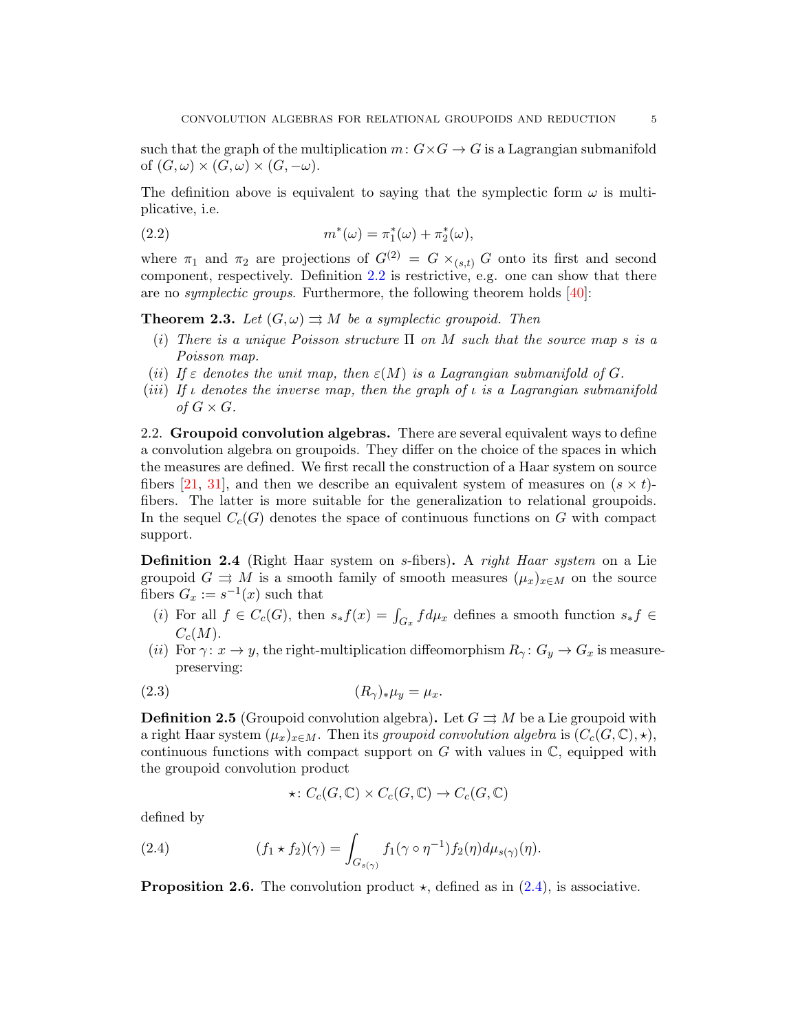such that the graph of the multiplication $m\colon G\times G \to G$ is a Lagrangian submanifold of $(G,\omega)\times(G,\omega)\times(G,-\omega)$.

The definition above is equivalent to saying that the symplectic form $\omega$ is multiplicative, i.e.

$$m^*(\omega) = \pi_1^*(\omega) + \pi_2^*(\omega), \tag{2.2}$$

where $\pi_1$ and $\pi_2$ are projections of $G^{(2)} = G \times_{(s,t)} G$ onto its first and second component, respectively. Definition 2.2 is restrictive, e.g. one can show that there are no *symplectic groups*. Furthermore, the following theorem holds [40]:

**Theorem 2.3.** *Let $(G,\omega) \rightrightarrows M$ be a symplectic groupoid. Then*

- $(i)$ *There is a unique Poisson structure $\Pi$ on $M$ such that the source map $s$ is a Poisson map.*
- $(ii)$ *If $\varepsilon$ denotes the unit map, then $\varepsilon(M)$ is a Lagrangian submanifold of $G$.*
- $(iii)$ *If $\iota$ denotes the inverse map, then the graph of $\iota$ is a Lagrangian submanifold of $G\times G$.*

2.2. **Groupoid convolution algebras.** There are several equivalent ways to define a convolution algebra on groupoids. They differ on the choice of the spaces in which the measures are defined. We first recall the construction of a Haar system on source fibers [21, 31], and then we describe an equivalent system of measures on $(s\times t)$-fibers. The latter is more suitable for the generalization to relational groupoids. In the sequel $C_c(G)$ denotes the space of continuous functions on $G$ with compact support.

**Definition 2.4** (Right Haar system on $s$-fibers)**.** A *right Haar system* on a Lie groupoid $G \rightrightarrows M$ is a smooth family of smooth measures $(\mu_x)_{x\in M}$ on the source fibers $G_x := s^{-1}(x)$ such that

- $(i)$ For all $f \in C_c(G)$, then $s_*f(x) = \int_{G_x} f d\mu_x$ defines a smooth function $s_*f \in C_c(M)$.
- $(ii)$ For $\gamma\colon x\to y$, the right-multiplication diffeomorphism $R_\gamma\colon G_y \to G_x$ is measure-preserving:

$$(R_\gamma)_*\mu_y = \mu_x. \tag{2.3}$$

**Definition 2.5** (Groupoid convolution algebra)**.** Let $G \rightrightarrows M$ be a Lie groupoid with a right Haar system $(\mu_x)_{x\in M}$. Then its *groupoid convolution algebra* is $(C_c(G,\mathbb{C}),\star)$, continuous functions with compact support on $G$ with values in $\mathbb{C}$, equipped with the groupoid convolution product

$$\star\colon C_c(G,\mathbb{C})\times C_c(G,\mathbb{C}) \to C_c(G,\mathbb{C})$$

defined by

$$(f_1\star f_2)(\gamma) = \int_{G_{s(\gamma)}} f_1(\gamma\circ\eta^{-1})f_2(\eta)d\mu_{s(\gamma)}(\eta). \tag{2.4}$$

**Proposition 2.6.** The convolution product $\star$, defined as in (2.4), is associative.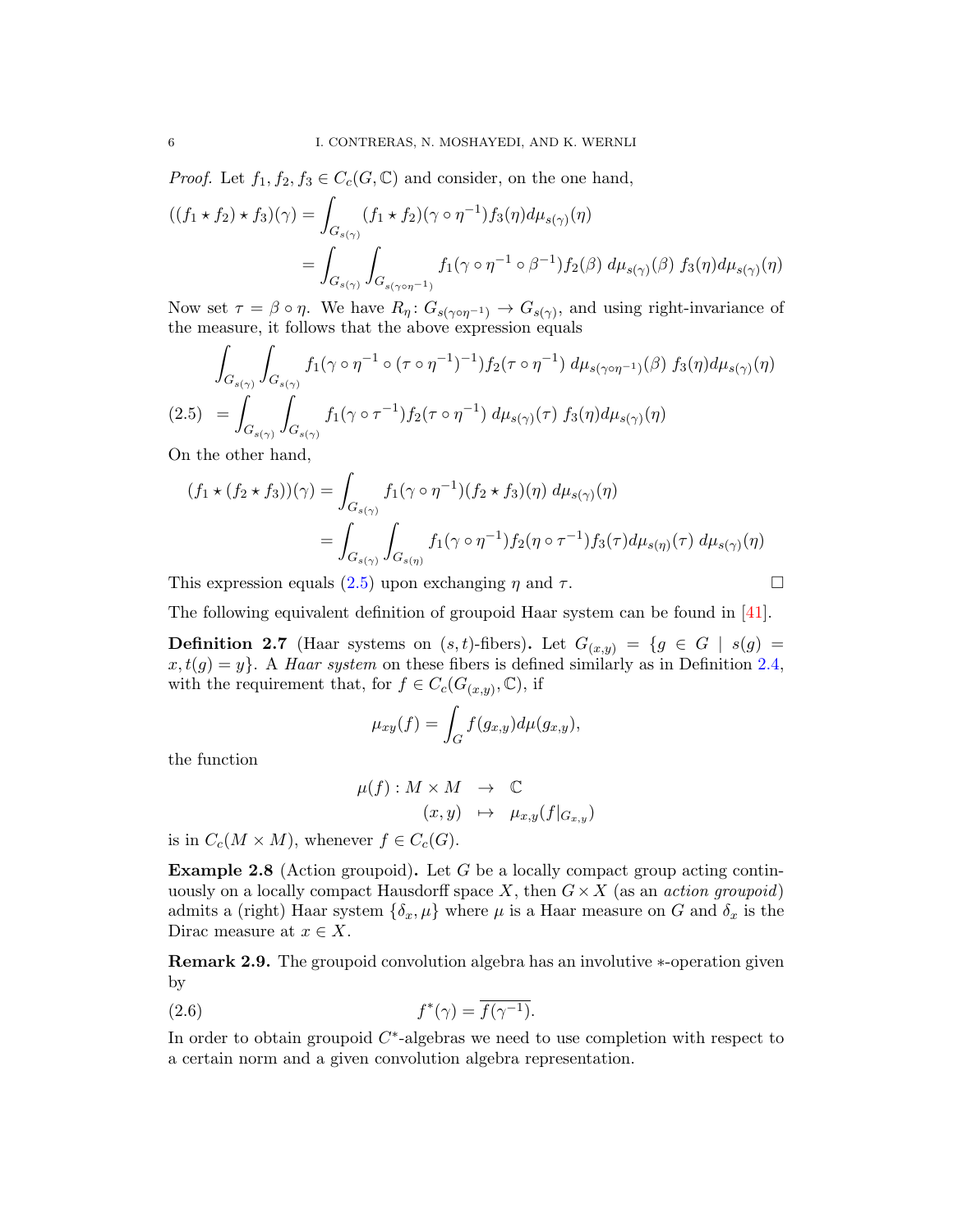*Proof.* Let $f_1, f_2, f_3 \in C_c(G, \mathbb{C})$ and consider, on the one hand,

$$
\begin{aligned}
((f_1 \star f_2) \star f_3)(\gamma) &= \int_{G_{s(\gamma)}} (f_1 \star f_2)(\gamma \circ \eta^{-1}) f_3(\eta) d\mu_{s(\gamma)}(\eta) \\
&= \int_{G_{s(\gamma)}} \int_{G_{s(\gamma\circ\eta^{-1})}} f_1(\gamma \circ \eta^{-1} \circ \beta^{-1}) f_2(\beta)\, d\mu_{s(\gamma)}(\beta)\, f_3(\eta) d\mu_{s(\gamma)}(\eta)
\end{aligned}
$$

Now set $\tau = \beta \circ \eta$. We have $R_\eta \colon G_{s(\gamma\circ\eta^{-1})} \to G_{s(\gamma)}$, and using right-invariance of the measure, it follows that the above expression equals

$$
\int_{G_{s(\gamma)}} \int_{G_{s(\gamma)}} f_1(\gamma \circ \eta^{-1} \circ (\tau \circ \eta^{-1})^{-1}) f_2(\tau \circ \eta^{-1})\, d\mu_{s(\gamma\circ\eta^{-1})}(\beta)\, f_3(\eta) d\mu_{s(\gamma)}(\eta)
$$

$$
= \int_{G_{s(\gamma)}} \int_{G_{s(\gamma)}} f_1(\gamma \circ \tau^{-1}) f_2(\tau \circ \eta^{-1})\, d\mu_{s(\gamma)}(\tau)\, f_3(\eta) d\mu_{s(\gamma)}(\eta) \tag{2.5}
$$

On the other hand,

$$
\begin{aligned}
(f_1 \star (f_2 \star f_3))(\gamma) &= \int_{G_{s(\gamma)}} f_1(\gamma \circ \eta^{-1})(f_2 \star f_3)(\eta)\, d\mu_{s(\gamma)}(\eta) \\
&= \int_{G_{s(\gamma)}} \int_{G_{s(\eta)}} f_1(\gamma \circ \eta^{-1}) f_2(\eta \circ \tau^{-1}) f_3(\tau) d\mu_{s(\eta)}(\tau)\, d\mu_{s(\gamma)}(\eta)
\end{aligned}
$$

This expression equals (2.5) upon exchanging $\eta$ and $\tau$. □

The following equivalent definition of groupoid Haar system can be found in [41].

**Definition 2.7** (Haar systems on $(s,t)$-fibers)**.** Let $G_{(x,y)} = \{g \in G \mid s(g) = x, t(g) = y\}$. A *Haar system* on these fibers is defined similarly as in Definition 2.4, with the requirement that, for $f \in C_c(G_{(x,y)}, \mathbb{C})$, if

$$
\mu_{xy}(f) = \int_G f(g_{x,y}) d\mu(g_{x,y}),
$$

the function

$$
\begin{aligned}
\mu(f) : M \times M &\to \mathbb{C} \\
(x, y) &\mapsto \mu_{x,y}(f|_{G_{x,y}})
\end{aligned}
$$

is in $C_c(M \times M)$, whenever $f \in C_c(G)$.

**Example 2.8** (Action groupoid)**.** Let $G$ be a locally compact group acting continuously on a locally compact Hausdorff space $X$, then $G \times X$ (as an *action groupoid*) admits a (right) Haar system $\{\delta_x, \mu\}$ where $\mu$ is a Haar measure on $G$ and $\delta_x$ is the Dirac measure at $x \in X$.

**Remark 2.9.** The groupoid convolution algebra has an involutive $*$-operation given by

$$
f^*(\gamma) = \overline{f(\gamma^{-1})}. \tag{2.6}
$$

In order to obtain groupoid $C^*$-algebras we need to use completion with respect to a certain norm and a given convolution algebra representation.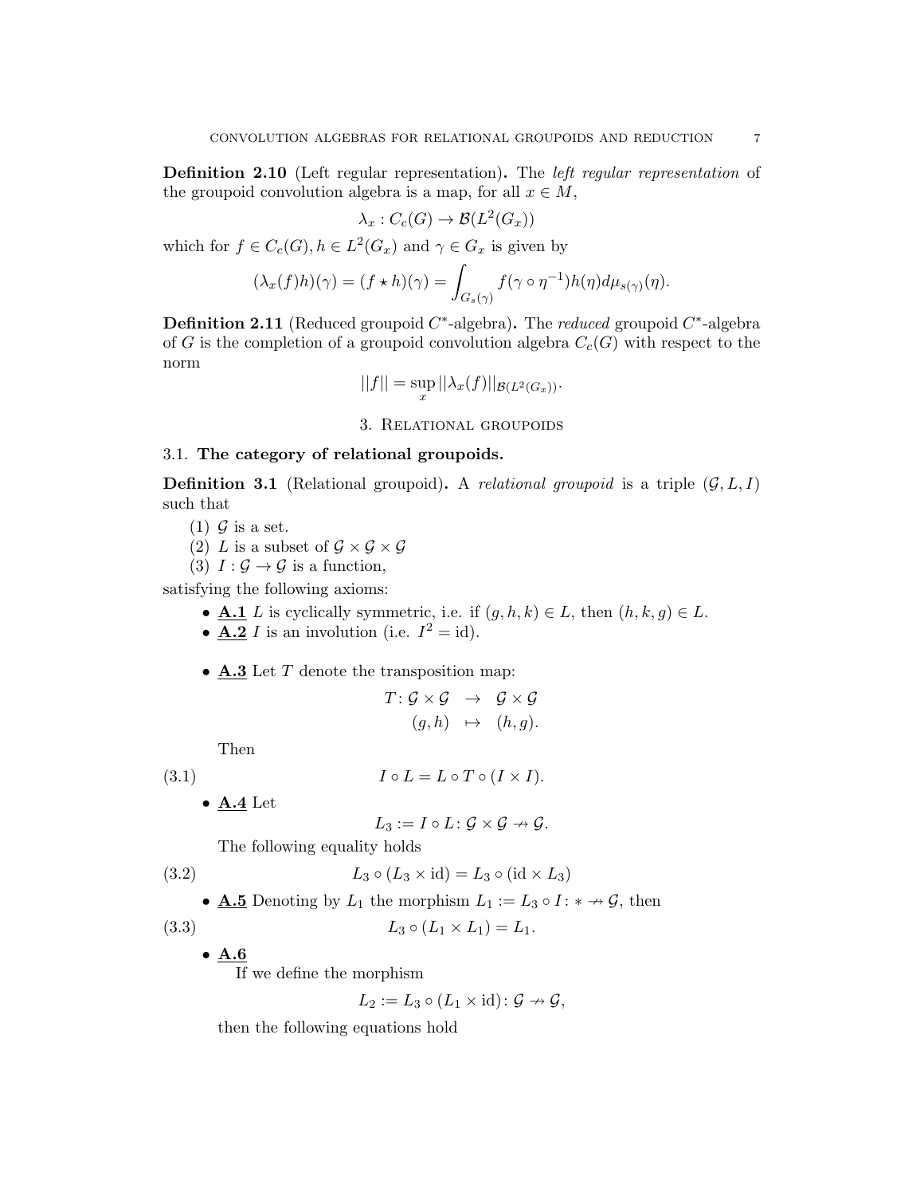**Definition 2.10** (Left regular representation)**.** The *left regular representation* of the groupoid convolution algebra is a map, for all $x \in M$,

$$\lambda_x : C_c(G) \to \mathcal{B}(L^2(G_x))$$

which for $f \in C_c(G), h \in L^2(G_x)$ and $\gamma \in G_x$ is given by

$$(\lambda_x(f)h)(\gamma) = (f \star h)(\gamma) = \int_{G_{s(\gamma)}} f(\gamma \circ \eta^{-1}) h(\eta) d\mu_{s(\gamma)}(\eta).$$

**Definition 2.11** (Reduced groupoid $C^*$-algebra)**.** The *reduced* groupoid $C^*$-algebra of $G$ is the completion of a groupoid convolution algebra $C_c(G)$ with respect to the norm

$$||f|| = \sup_x ||\lambda_x(f)||_{\mathcal{B}(L^2(G_x))}.$$

## 3. Relational groupoids

### 3.1. The category of relational groupoids.

**Definition 3.1** (Relational groupoid)**.** A *relational groupoid* is a triple $(\mathcal{G}, L, I)$ such that

(1) $\mathcal{G}$ is a set.
(2) $L$ is a subset of $\mathcal{G} \times \mathcal{G} \times \mathcal{G}$
(3) $I : \mathcal{G} \to \mathcal{G}$ is a function,

satisfying the following axioms:

- **A.1** $L$ is cyclically symmetric, i.e. if $(g, h, k) \in L$, then $(h, k, g) \in L$.
- **A.2** $I$ is an involution (i.e. $I^2 = \text{id}$).
- **A.3** Let $T$ denote the transposition map:

$$\begin{aligned} T \colon \mathcal{G} \times \mathcal{G} &\to \mathcal{G} \times \mathcal{G} \\ (g, h) &\mapsto (h, g). \end{aligned}$$

  Then

$$I \circ L = L \circ T \circ (I \times I). \tag{3.1}$$

- **A.4** Let

$$L_3 := I \circ L \colon \mathcal{G} \times \mathcal{G} \nrightarrow \mathcal{G}.$$

  The following equality holds

$$L_3 \circ (L_3 \times \text{id}) = L_3 \circ (\text{id} \times L_3) \tag{3.2}$$

- **A.5** Denoting by $L_1$ the morphism $L_1 := L_3 \circ I \colon * \nrightarrow \mathcal{G}$, then

$$L_3 \circ (L_1 \times L_1) = L_1. \tag{3.3}$$

- **A.6**
  If we define the morphism

$$L_2 := L_3 \circ (L_1 \times \text{id}) \colon \mathcal{G} \nrightarrow \mathcal{G},$$

  then the following equations hold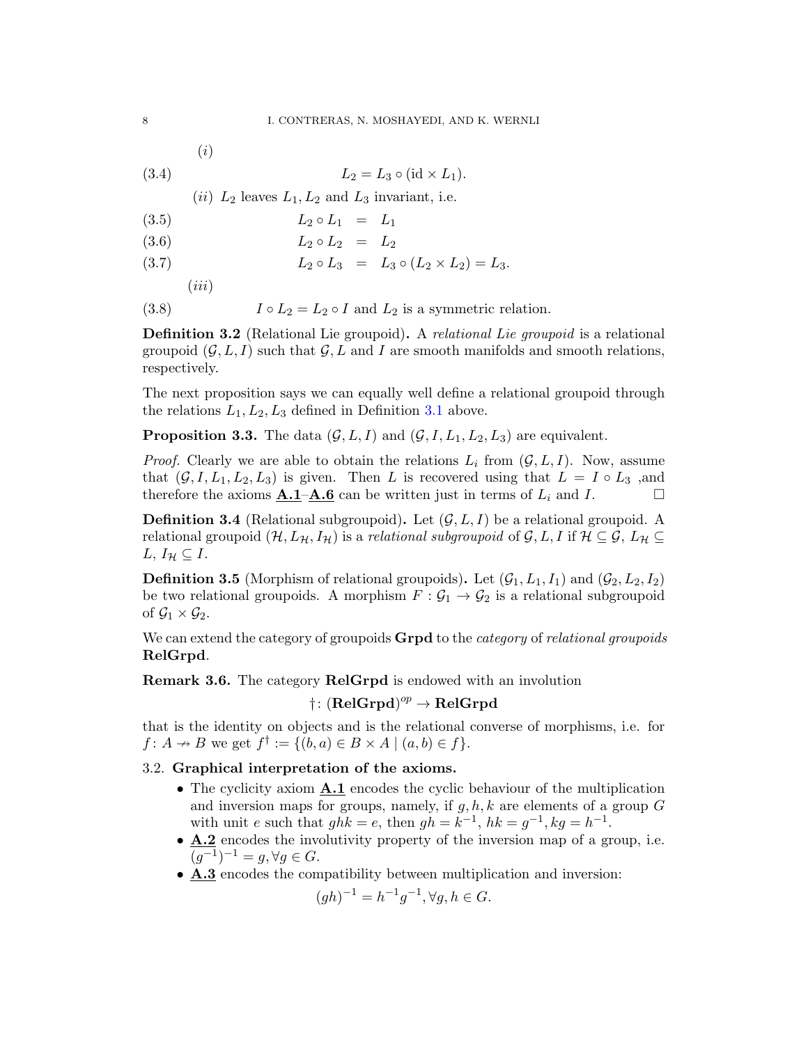(*i*)

$$L_2 = L_3 \circ (\mathrm{id} \times L_1). \tag{3.4}$$

(*ii*) $L_2$ leaves $L_1, L_2$ and $L_3$ invariant, i.e.

$$L_2 \circ L_1 = L_1 \tag{3.5}$$

$$L_2 \circ L_2 = L_2 \tag{3.6}$$

$$L_2 \circ L_3 = L_3 \circ (L_2 \times L_2) = L_3. \tag{3.7}$$

(*iii*)

$$I \circ L_2 = L_2 \circ I \text{ and } L_2 \text{ is a symmetric relation.} \tag{3.8}$$

**Definition 3.2** (Relational Lie groupoid)**.** A *relational Lie groupoid* is a relational groupoid $(\mathcal{G}, L, I)$ such that $\mathcal{G}$, $L$ and $I$ are smooth manifolds and smooth relations, respectively.

The next proposition says we can equally well define a relational groupoid through the relations $L_1, L_2, L_3$ defined in Definition 3.1 above.

**Proposition 3.3.** The data $(\mathcal{G}, L, I)$ and $(\mathcal{G}, I, L_1, L_2, L_3)$ are equivalent.

*Proof.* Clearly we are able to obtain the relations $L_i$ from $(\mathcal{G}, L, I)$. Now, assume that $(\mathcal{G}, I, L_1, L_2, L_3)$ is given. Then $L$ is recovered using that $L = I \circ L_3$ ,and therefore the axioms **A.1**–**A.6** can be written just in terms of $L_i$ and $I$. □

**Definition 3.4** (Relational subgroupoid)**.** Let $(\mathcal{G}, L, I)$ be a relational groupoid. A relational groupoid $(\mathcal{H}, L_\mathcal{H}, I_\mathcal{H})$ is a *relational subgroupoid* of $\mathcal{G}, L, I$ if $\mathcal{H} \subseteq \mathcal{G}$, $L_\mathcal{H} \subseteq L$, $I_\mathcal{H} \subseteq I$.

**Definition 3.5** (Morphism of relational groupoids)**.** Let $(\mathcal{G}_1, L_1, I_1)$ and $(\mathcal{G}_2, L_2, I_2)$ be two relational groupoids. A morphism $F : \mathcal{G}_1 \to \mathcal{G}_2$ is a relational subgroupoid of $\mathcal{G}_1 \times \mathcal{G}_2$.

We can extend the category of groupoids **Grpd** to the *category* of *relational groupoids* **RelGrpd**.

**Remark 3.6.** The category **RelGrpd** is endowed with an involution

$$\dagger\colon (\mathbf{RelGrpd})^{op} \to \mathbf{RelGrpd}$$

that is the identity on objects and is the relational converse of morphisms, i.e. for $f\colon A \nrightarrow B$ we get $f^\dagger := \{(b, a) \in B \times A \mid (a, b) \in f\}$.

### 3.2. Graphical interpretation of the axioms.

- The cyclicity axiom **A.1** encodes the cyclic behaviour of the multiplication and inversion maps for groups, namely, if $g, h, k$ are elements of a group $G$ with unit $e$ such that $ghk = e$, then $gh = k^{-1}$, $hk = g^{-1}$, $kg = h^{-1}$.
- **A.2** encodes the involutivity property of the inversion map of a group, i.e. $(g^{-1})^{-1} = g, \forall g \in G$.
- **A.3** encodes the compatibility between multiplication and inversion:

$$(gh)^{-1} = h^{-1}g^{-1}, \forall g, h \in G.$$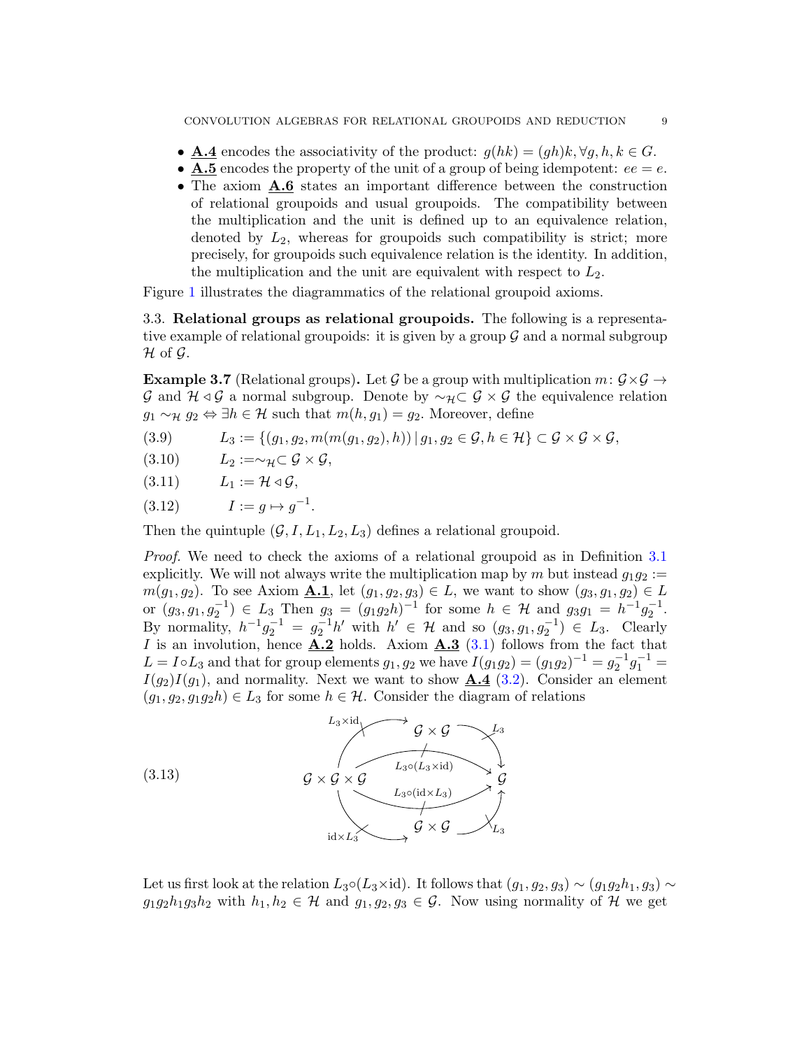- **A.4** encodes the associativity of the product: $g(hk) = (gh)k, \forall g, h, k \in G$.
- **A.5** encodes the property of the unit of a group of being idempotent: $ee = e$.
- The axiom **A.6** states an important difference between the construction of relational groupoids and usual groupoids. The compatibility between the multiplication and the unit is defined up to an equivalence relation, denoted by $L_2$, whereas for groupoids such compatibility is strict; more precisely, for groupoids such equivalence relation is the identity. In addition, the multiplication and the unit are equivalent with respect to $L_2$.

Figure 1 illustrates the diagrammatics of the relational groupoid axioms.

### 3.3. Relational groups as relational groupoids.

The following is a representative example of relational groupoids: it is given by a group $\mathcal{G}$ and a normal subgroup $\mathcal{H}$ of $\mathcal{G}$.

**Example 3.7** (Relational groups)**.** Let $\mathcal{G}$ be a group with multiplication $m\colon \mathcal{G}\times\mathcal{G} \to \mathcal{G}$ and $\mathcal{H} \triangleleft \mathcal{G}$ a normal subgroup. Denote by $\sim_{\mathcal{H}} \subset \mathcal{G}\times\mathcal{G}$ the equivalence relation $g_1 \sim_{\mathcal{H}} g_2 \Leftrightarrow \exists h \in \mathcal{H}$ such that $m(h, g_1) = g_2$. Moreover, define

$$L_3 := \{(g_1, g_2, m(m(g_1, g_2), h)) \mid g_1, g_2 \in \mathcal{G}, h \in \mathcal{H}\} \subset \mathcal{G}\times\mathcal{G}\times\mathcal{G}, \tag{3.9}$$

$$L_2 := \sim_{\mathcal{H}} \subset \mathcal{G}\times\mathcal{G}, \tag{3.10}$$

$$L_1 := \mathcal{H} \triangleleft \mathcal{G}, \tag{3.11}$$

$$I := g \mapsto g^{-1}. \tag{3.12}$$

Then the quintuple $(\mathcal{G}, I, L_1, L_2, L_3)$ defines a relational groupoid.

*Proof.* We need to check the axioms of a relational groupoid as in Definition 3.1 explicitly. We will not always write the multiplication map by $m$ but instead $g_1g_2 := m(g_1, g_2)$. To see Axiom **A.1**, let $(g_1, g_2, g_3) \in L$, we want to show $(g_3, g_1, g_2) \in L$ or $(g_3, g_1, g_2^{-1}) \in L_3$ Then $g_3 = (g_1g_2h)^{-1}$ for some $h \in \mathcal{H}$ and $g_3g_1 = h^{-1}g_2^{-1}$. By normality, $h^{-1}g_2^{-1} = g_2^{-1}h'$ with $h' \in \mathcal{H}$ and so $(g_3, g_1, g_2^{-1}) \in L_3$. Clearly $I$ is an involution, hence **A.2** holds. Axiom **A.3** (3.1) follows from the fact that $L = I\circ L_3$ and that for group elements $g_1, g_2$ we have $I(g_1g_2) = (g_1g_2)^{-1} = g_2^{-1}g_1^{-1} = I(g_2)I(g_1)$, and normality. Next we want to show **A.4** (3.2). Consider an element $(g_1, g_2, g_1g_2h) \in L_3$ for some $h \in \mathcal{H}$. Consider the diagram of relations

$$\begin{array}{ccccc} & \xrightarrow{L_3\times\mathrm{id}} & \mathcal{G}\times\mathcal{G} & \xrightarrow{L_3} & \\ \mathcal{G}\times\mathcal{G}\times\mathcal{G} & \xrightarrow{L_3\circ(L_3\times\mathrm{id})} & & & \mathcal{G} \\ & \xrightarrow{L_3\circ(\mathrm{id}\times L_3)} & & & \\ & \xrightarrow{\mathrm{id}\times L_3} & \mathcal{G}\times\mathcal{G} & \xrightarrow{L_3} & \end{array} \tag{3.13}$$

Let us first look at the relation $L_3\circ(L_3\times\mathrm{id})$. It follows that $(g_1, g_2, g_3) \sim (g_1g_2h_1, g_3) \sim g_1g_2h_1g_3h_2$ with $h_1, h_2 \in \mathcal{H}$ and $g_1, g_2, g_3 \in \mathcal{G}$. Now using normality of $\mathcal{H}$ we get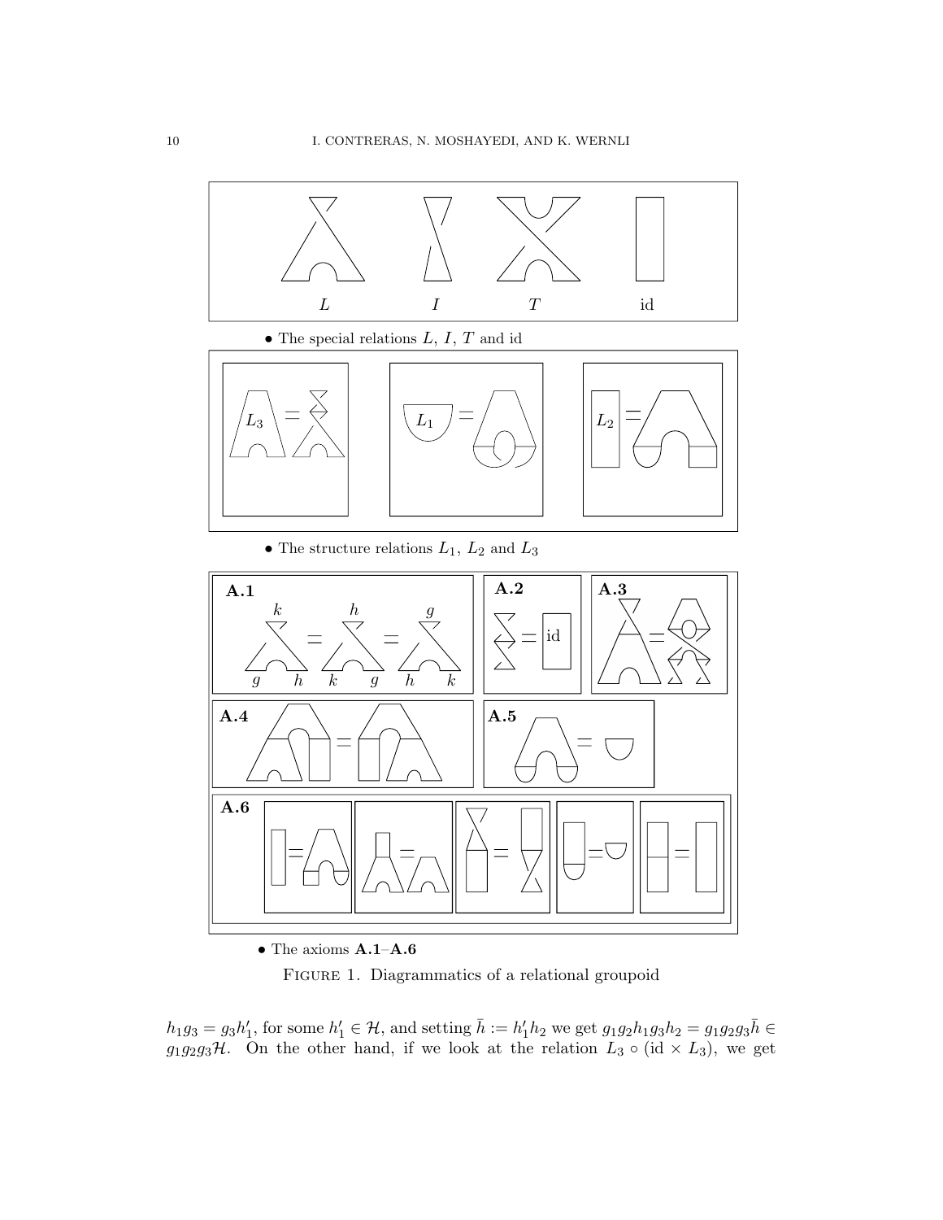- The special relations $L$, $I$, $T$ and id

- The structure relations $L_1$, $L_2$ and $L_3$

- The axioms **A.1**–**A.6**

FIGURE 1. Diagrammatics of a relational groupoid

$h_1g_3 = g_3h_1'$, for some $h_1' \in \mathcal{H}$, and setting $\bar{h} := h_1'h_2$ we get $g_1g_2h_1g_3h_2 = g_1g_2g_3\bar{h} \in g_1g_2g_3\mathcal{H}$. On the other hand, if we look at the relation $L_3 \circ (\mathrm{id} \times L_3)$, we get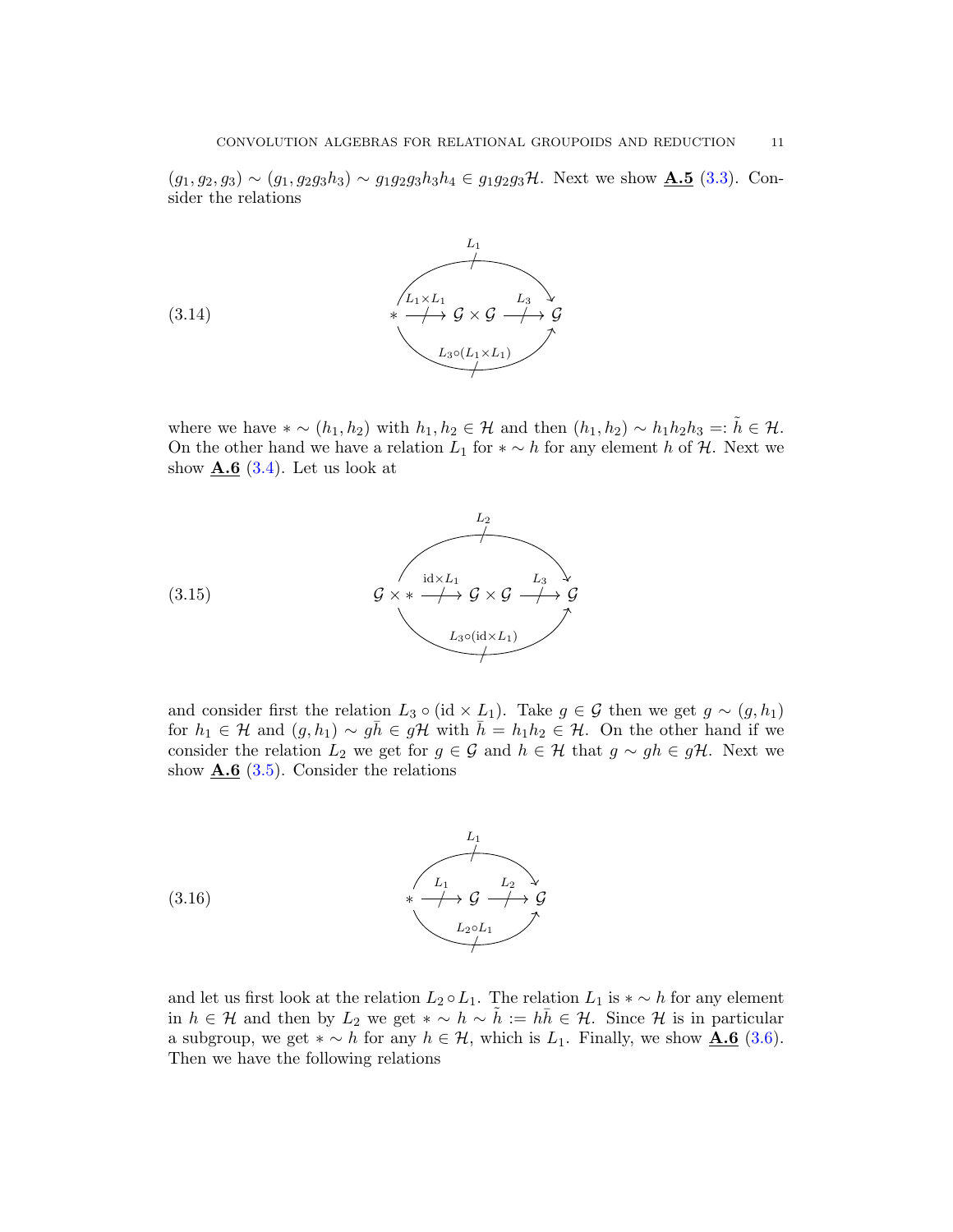$(g_1, g_2, g_3) \sim (g_1, g_2g_3h_3) \sim g_1g_2g_3h_3h_4 \in g_1g_2g_3\mathcal{H}$. Next we show **A.5** (3.3). Consider the relations

$$
\begin{array}{c}
* \xrightarrow{L_1 \times L_1} \mathcal{G} \times \mathcal{G} \xrightarrow{L_3} \mathcal{G} \\
* \xrightarrow{L_1} \mathcal{G}, \qquad * \xrightarrow{L_3 \circ (L_1 \times L_1)} \mathcal{G}
\end{array}
\tag{3.14}
$$

where we have $* \sim (h_1, h_2)$ with $h_1, h_2 \in \mathcal{H}$ and then $(h_1, h_2) \sim h_1h_2h_3 =: \tilde{h} \in \mathcal{H}$. On the other hand we have a relation $L_1$ for $* \sim h$ for any element $h$ of $\mathcal{H}$. Next we show **A.6** (3.4). Let us look at

$$
\begin{array}{c}
\mathcal{G} \times * \xrightarrow{\mathrm{id} \times L_1} \mathcal{G} \times \mathcal{G} \xrightarrow{L_3} \mathcal{G} \\
\mathcal{G} \times * \xrightarrow{L_2} \mathcal{G}, \qquad \mathcal{G} \times * \xrightarrow{L_3 \circ (\mathrm{id} \times L_1)} \mathcal{G}
\end{array}
\tag{3.15}
$$

and consider first the relation $L_3 \circ (\mathrm{id} \times L_1)$. Take $g \in \mathcal{G}$ then we get $g \sim (g, h_1)$ for $h_1 \in \mathcal{H}$ and $(g, h_1) \sim g\bar{h} \in g\mathcal{H}$ with $\bar{h} = h_1h_2 \in \mathcal{H}$. On the other hand if we consider the relation $L_2$ we get for $g \in \mathcal{G}$ and $h \in \mathcal{H}$ that $g \sim gh \in g\mathcal{H}$. Next we show **A.6** (3.5). Consider the relations

$$
\begin{array}{c}
* \xrightarrow{L_1} \mathcal{G} \xrightarrow{L_2} \mathcal{G} \\
* \xrightarrow{L_1} \mathcal{G}, \qquad * \xrightarrow{L_2 \circ L_1} \mathcal{G}
\end{array}
\tag{3.16}
$$

and let us first look at the relation $L_2 \circ L_1$. The relation $L_1$ is $* \sim h$ for any element in $h \in \mathcal{H}$ and then by $L_2$ we get $* \sim h \sim \tilde{h} := h\bar{h} \in \mathcal{H}$. Since $\mathcal{H}$ is in particular a subgroup, we get $* \sim h$ for any $h \in \mathcal{H}$, which is $L_1$. Finally, we show **A.6** (3.6). Then we have the following relations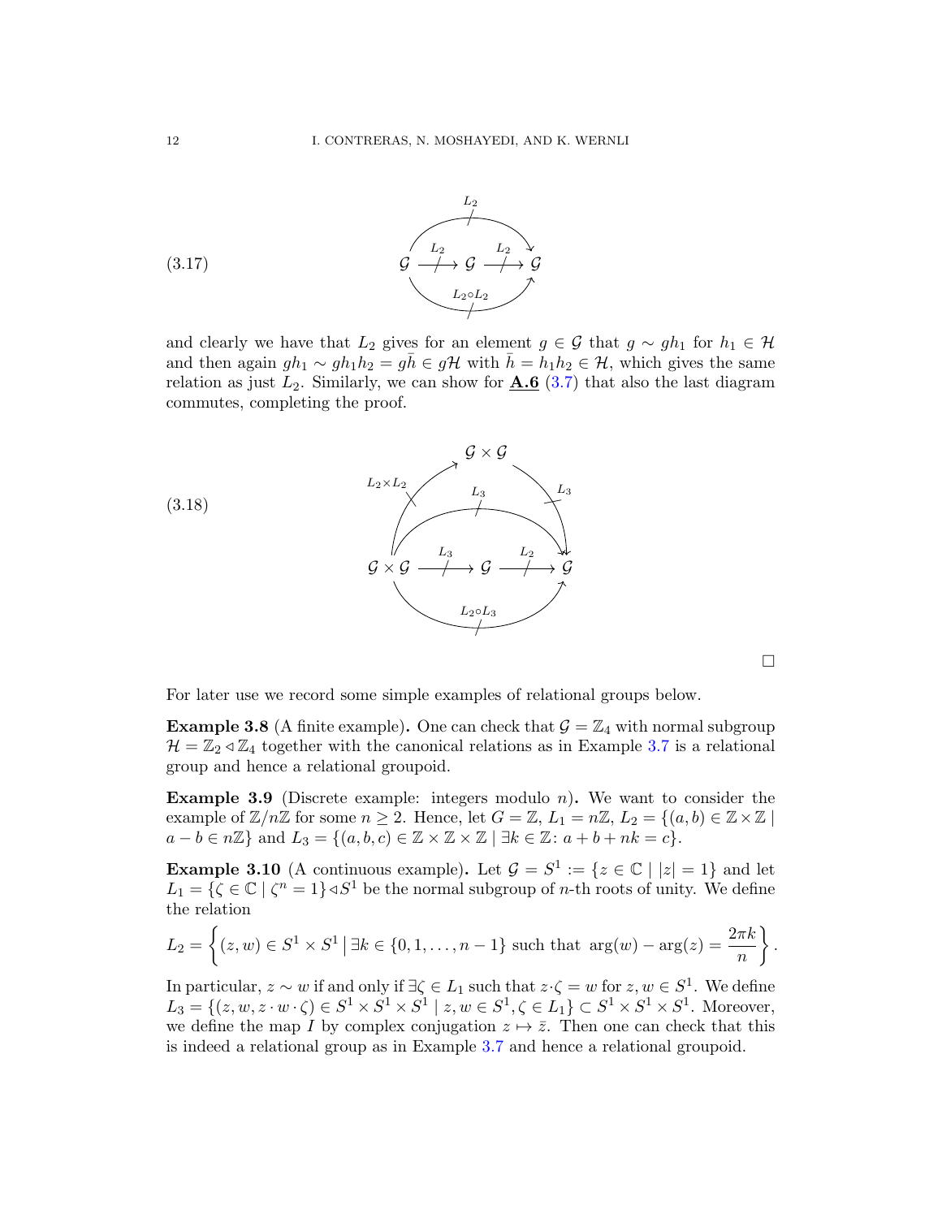$$
\begin{array}{c}
\text{(3.17)} \qquad \mathcal{G} \xrightarrow{L_2} \mathcal{G} \xrightarrow{L_2} \mathcal{G}, \quad \text{with outer arrows } L_2 \text{ (top) and } L_2 \circ L_2 \text{ (bottom) from } \mathcal{G} \text{ to } \mathcal{G}
\end{array}
$$

and clearly we have that $L_2$ gives for an element $g \in \mathcal{G}$ that $g \sim gh_1$ for $h_1 \in \mathcal{H}$ and then again $gh_1 \sim gh_1h_2 = g\bar{h} \in g\mathcal{H}$ with $\bar{h} = h_1h_2 \in \mathcal{H}$, which gives the same relation as just $L_2$. Similarly, we can show for **A.6** (3.7) that also the last diagram commutes, completing the proof.

$$
\begin{array}{c}
\text{(3.18)} \qquad \mathcal{G}\times\mathcal{G} \xrightarrow{L_3} \mathcal{G} \xrightarrow{L_2} \mathcal{G}, \quad \text{with arrows } L_2\times L_2 : \mathcal{G}\times\mathcal{G} \to \mathcal{G}\times\mathcal{G},\ L_3 : \mathcal{G}\times\mathcal{G} \to \mathcal{G},\ L_3 \text{ and } L_2\circ L_3 : \mathcal{G}\times\mathcal{G} \to \mathcal{G}
\end{array}
$$

□

For later use we record some simple examples of relational groups below.

**Example 3.8** (A finite example)**.** One can check that $\mathcal{G} = \mathbb{Z}_4$ with normal subgroup $\mathcal{H} = \mathbb{Z}_2 \triangleleft \mathbb{Z}_4$ together with the canonical relations as in Example 3.7 is a relational group and hence a relational groupoid.

**Example 3.9** (Discrete example: integers modulo $n$)**.** We want to consider the example of $\mathbb{Z}/n\mathbb{Z}$ for some $n \geq 2$. Hence, let $G = \mathbb{Z}$, $L_1 = n\mathbb{Z}$, $L_2 = \{(a,b) \in \mathbb{Z}\times\mathbb{Z} \mid a - b \in n\mathbb{Z}\}$ and $L_3 = \{(a,b,c) \in \mathbb{Z}\times\mathbb{Z}\times\mathbb{Z} \mid \exists k \in \mathbb{Z} \colon a + b + nk = c\}$.

**Example 3.10** (A continuous example)**.** Let $\mathcal{G} = S^1 := \{z \in \mathbb{C} \mid |z| = 1\}$ and let $L_1 = \{\zeta \in \mathbb{C} \mid \zeta^n = 1\} \triangleleft S^1$ be the normal subgroup of $n$-th roots of unity. We define the relation

$$
L_2 = \left\{ (z,w) \in S^1 \times S^1 \,\middle|\, \exists k \in \{0,1,\ldots,n-1\} \text{ such that } \arg(w) - \arg(z) = \frac{2\pi k}{n} \right\}.
$$

In particular, $z \sim w$ if and only if $\exists \zeta \in L_1$ such that $z \cdot \zeta = w$ for $z, w \in S^1$. We define $L_3 = \{(z, w, z\cdot w\cdot\zeta) \in S^1\times S^1\times S^1 \mid z, w \in S^1, \zeta \in L_1\} \subset S^1\times S^1\times S^1$. Moreover, we define the map $I$ by complex conjugation $z \mapsto \bar{z}$. Then one can check that this is indeed a relational group as in Example 3.7 and hence a relational groupoid.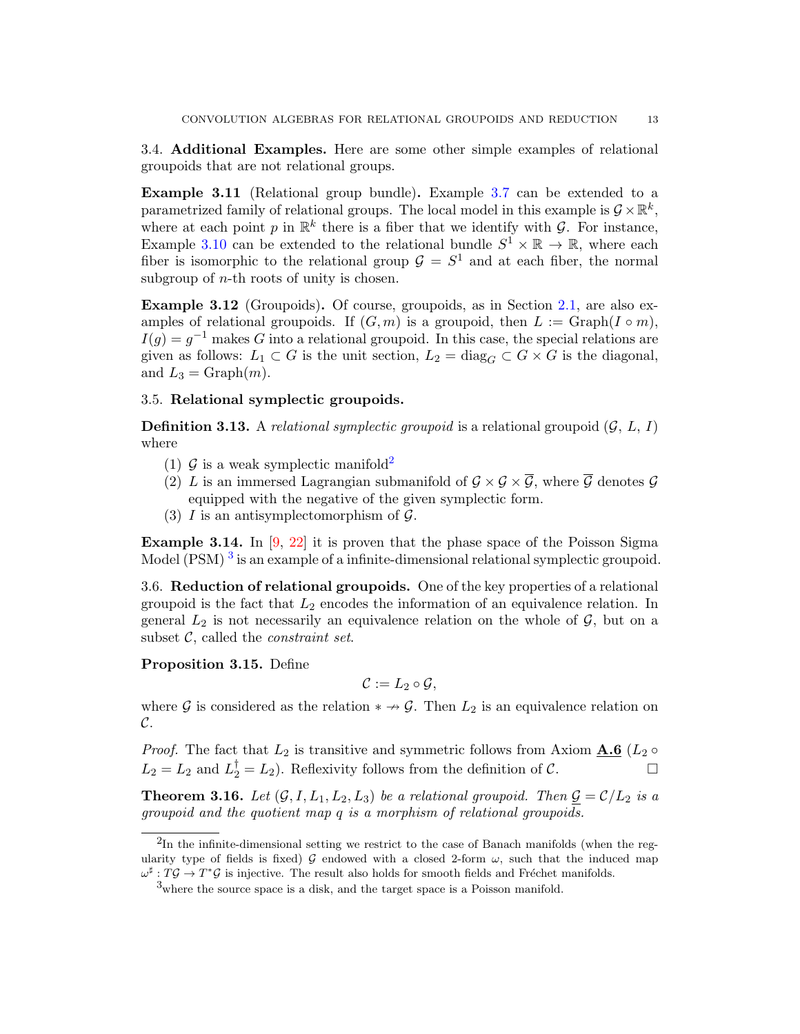3.4. **Additional Examples.** Here are some other simple examples of relational groupoids that are not relational groups.

**Example 3.11** (Relational group bundle)**.** Example 3.7 can be extended to a parametrized family of relational groups. The local model in this example is $\mathcal{G} \times \mathbb{R}^k$, where at each point $p$ in $\mathbb{R}^k$ there is a fiber that we identify with $\mathcal{G}$. For instance, Example 3.10 can be extended to the relational bundle $S^1 \times \mathbb{R} \to \mathbb{R}$, where each fiber is isomorphic to the relational group $\mathcal{G} = S^1$ and at each fiber, the normal subgroup of $n$-th roots of unity is chosen.

**Example 3.12** (Groupoids)**.** Of course, groupoids, as in Section 2.1, are also examples of relational groupoids. If $(G, m)$ is a groupoid, then $L := \text{Graph}(I \circ m)$, $I(g) = g^{-1}$ makes $G$ into a relational groupoid. In this case, the special relations are given as follows: $L_1 \subset G$ is the unit section, $L_2 = \text{diag}_G \subset G \times G$ is the diagonal, and $L_3 = \text{Graph}(m)$.

3.5. **Relational symplectic groupoids.**

**Definition 3.13.** A *relational symplectic groupoid* is a relational groupoid $(\mathcal{G},\ L,\ I)$ where

1. $\mathcal{G}$ is a weak symplectic manifold[2]
2. $L$ is an immersed Lagrangian submanifold of $\mathcal{G} \times \mathcal{G} \times \overline{\mathcal{G}}$, where $\overline{\mathcal{G}}$ denotes $\mathcal{G}$ equipped with the negative of the given symplectic form.
3. $I$ is an antisymplectomorphism of $\mathcal{G}$.

**Example 3.14.** In [9, 22] it is proven that the phase space of the Poisson Sigma Model (PSM) [3] is an example of a infinite-dimensional relational symplectic groupoid.

3.6. **Reduction of relational groupoids.** One of the key properties of a relational groupoid is the fact that $L_2$ encodes the information of an equivalence relation. In general $L_2$ is not necessarily an equivalence relation on the whole of $\mathcal{G}$, but on a subset $\mathcal{C}$, called the *constraint set*.

**Proposition 3.15.** Define

$$\mathcal{C} := L_2 \circ \mathcal{G},$$

where $\mathcal{G}$ is considered as the relation $* \nrightarrow \mathcal{G}$. Then $L_2$ is an equivalence relation on $\mathcal{C}$.

*Proof.* The fact that $L_2$ is transitive and symmetric follows from Axiom **A.6** ($L_2 \circ L_2 = L_2$ and $L_2^\dagger = L_2$). Reflexivity follows from the definition of $\mathcal{C}$. □

**Theorem 3.16.** *Let $(\mathcal{G}, I, L_1, L_2, L_3)$ be a relational groupoid. Then $\underline{\mathcal{G}} = \mathcal{C}/L_2$ is a groupoid and the quotient map $q$ is a morphism of relational groupoids.*

---

[2] In the infinite-dimensional setting we restrict to the case of Banach manifolds (when the regularity type of fields is fixed) $\mathcal{G}$ endowed with a closed 2-form $\omega$, such that the induced map $\omega^\sharp : T\mathcal{G} \to T^*\mathcal{G}$ is injective. The result also holds for smooth fields and Fréchet manifolds.

[3] where the source space is a disk, and the target space is a Poisson manifold.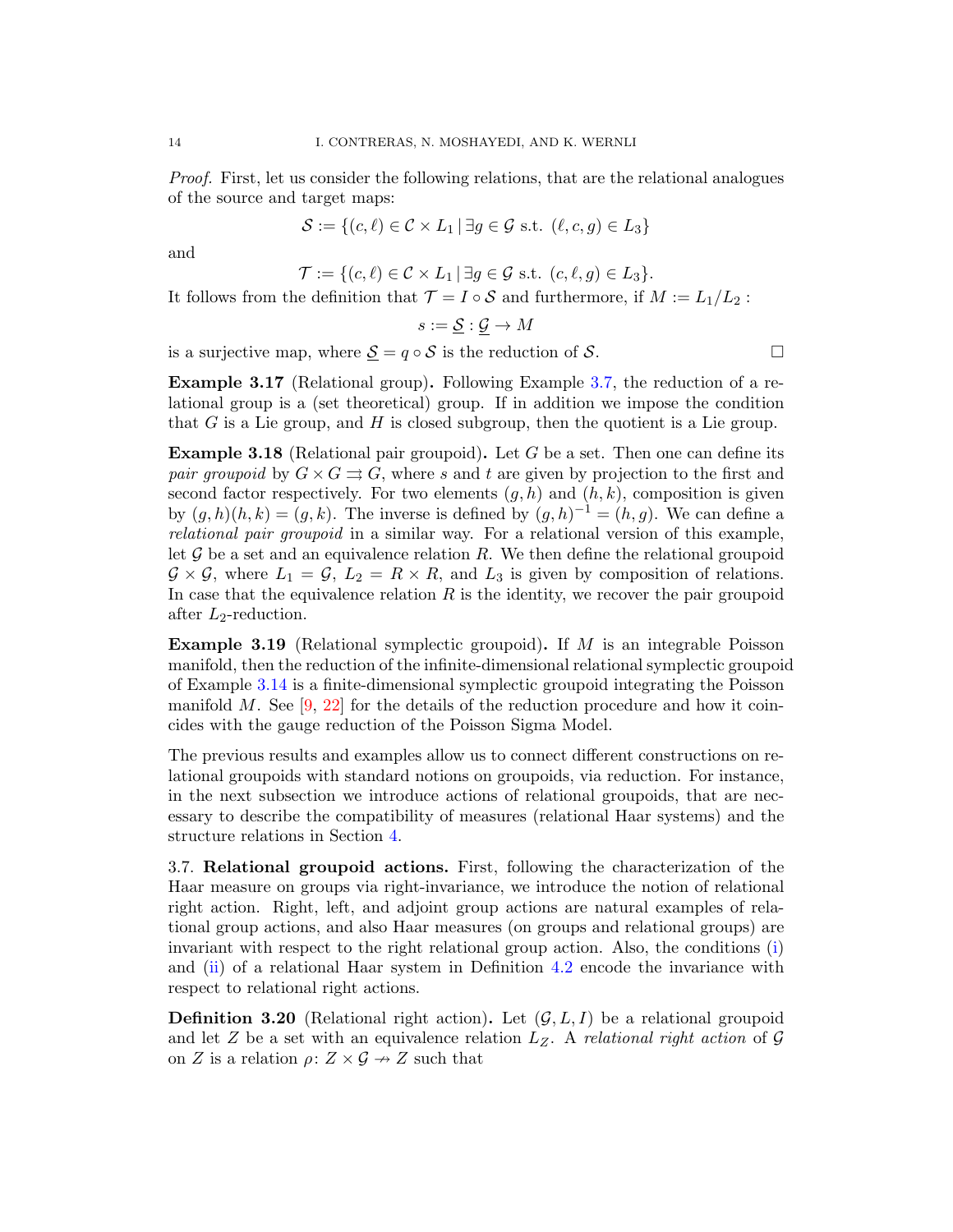*Proof.* First, let us consider the following relations, that are the relational analogues of the source and target maps:

$$\mathcal{S} := \{(c, \ell) \in \mathcal{C} \times L_1 \,|\, \exists g \in \mathcal{G} \text{ s.t. } (\ell, c, g) \in L_3\}$$

and

$$\mathcal{T} := \{(c, \ell) \in \mathcal{C} \times L_1 \,|\, \exists g \in \mathcal{G} \text{ s.t. } (c, \ell, g) \in L_3\}.$$

It follows from the definition that $\mathcal{T} = I \circ \mathcal{S}$ and furthermore, if $M := L_1/L_2$ :

$$s := \underline{\mathcal{S}} : \underline{\mathcal{G}} \to M$$

is a surjective map, where $\underline{\mathcal{S}} = q \circ \mathcal{S}$ is the reduction of $\mathcal{S}$. □

**Example 3.17** (Relational group)**.** Following Example 3.7, the reduction of a relational group is a (set theoretical) group. If in addition we impose the condition that $G$ is a Lie group, and $H$ is closed subgroup, then the quotient is a Lie group.

**Example 3.18** (Relational pair groupoid)**.** Let $G$ be a set. Then one can define its *pair groupoid* by $G \times G \rightrightarrows G$, where $s$ and $t$ are given by projection to the first and second factor respectively. For two elements $(g, h)$ and $(h, k)$, composition is given by $(g, h)(h, k) = (g, k)$. The inverse is defined by $(g, h)^{-1} = (h, g)$. We can define a *relational pair groupoid* in a similar way. For a relational version of this example, let $\mathcal{G}$ be a set and an equivalence relation $R$. We then define the relational groupoid $\mathcal{G} \times \mathcal{G}$, where $L_1 = \mathcal{G}$, $L_2 = R \times R$, and $L_3$ is given by composition of relations. In case that the equivalence relation $R$ is the identity, we recover the pair groupoid after $L_2$-reduction.

**Example 3.19** (Relational symplectic groupoid)**.** If $M$ is an integrable Poisson manifold, then the reduction of the infinite-dimensional relational symplectic groupoid of Example 3.14 is a finite-dimensional symplectic groupoid integrating the Poisson manifold $M$. See [9, 22] for the details of the reduction procedure and how it coincides with the gauge reduction of the Poisson Sigma Model.

The previous results and examples allow us to connect different constructions on relational groupoids with standard notions on groupoids, via reduction. For instance, in the next subsection we introduce actions of relational groupoids, that are necessary to describe the compatibility of measures (relational Haar systems) and the structure relations in Section 4.

3.7. **Relational groupoid actions.** First, following the characterization of the Haar measure on groups via right-invariance, we introduce the notion of relational right action. Right, left, and adjoint group actions are natural examples of relational group actions, and also Haar measures (on groups and relational groups) are invariant with respect to the right relational group action. Also, the conditions (i) and (ii) of a relational Haar system in Definition 4.2 encode the invariance with respect to relational right actions.

**Definition 3.20** (Relational right action)**.** Let $(\mathcal{G}, L, I)$ be a relational groupoid and let $Z$ be a set with an equivalence relation $L_Z$. A *relational right action* of $\mathcal{G}$ on $Z$ is a relation $\rho\colon Z \times \mathcal{G} \nrightarrow Z$ such that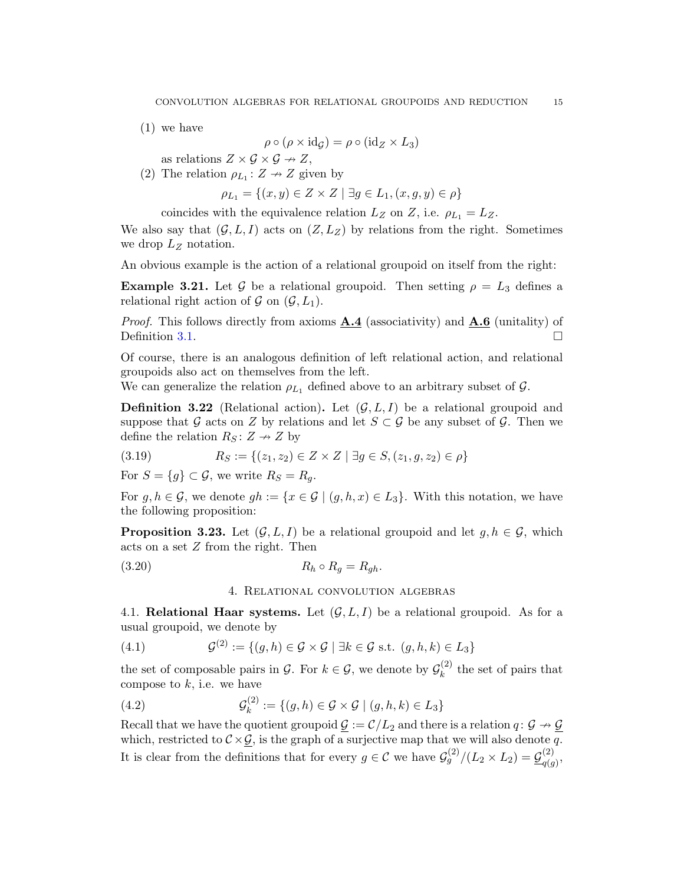(1) we have

$$\rho \circ (\rho \times \mathrm{id}_{\mathcal{G}}) = \rho \circ (\mathrm{id}_Z \times L_3)$$

as relations $Z \times \mathcal{G} \times \mathcal{G} \nrightarrow Z$,

(2) The relation $\rho_{L_1} \colon Z \nrightarrow Z$ given by

$$\rho_{L_1} = \{(x, y) \in Z \times Z \mid \exists g \in L_1, (x, g, y) \in \rho\}$$

coincides with the equivalence relation $L_Z$ on $Z$, i.e. $\rho_{L_1} = L_Z$.

We also say that $(\mathcal{G}, L, I)$ acts on $(Z, L_Z)$ by relations from the right. Sometimes we drop $L_Z$ notation.

An obvious example is the action of a relational groupoid on itself from the right:

**Example 3.21.** Let $\mathcal{G}$ be a relational groupoid. Then setting $\rho = L_3$ defines a relational right action of $\mathcal{G}$ on $(\mathcal{G}, L_1)$.

*Proof.* This follows directly from axioms **A.4** (associativity) and **A.6** (unitality) of Definition 3.1. □

Of course, there is an analogous definition of left relational action, and relational groupoids also act on themselves from the left.

We can generalize the relation $\rho_{L_1}$ defined above to an arbitrary subset of $\mathcal{G}$.

**Definition 3.22** (Relational action)**.** Let $(\mathcal{G}, L, I)$ be a relational groupoid and suppose that $\mathcal{G}$ acts on $Z$ by relations and let $S \subset \mathcal{G}$ be any subset of $\mathcal{G}$. Then we define the relation $R_S \colon Z \nrightarrow Z$ by

$$R_S := \{(z_1, z_2) \in Z \times Z \mid \exists g \in S, (z_1, g, z_2) \in \rho\} \tag{3.19}$$

For $S = \{g\} \subset \mathcal{G}$, we write $R_S = R_g$.

For $g, h \in \mathcal{G}$, we denote $gh := \{x \in \mathcal{G} \mid (g, h, x) \in L_3\}$. With this notation, we have the following proposition:

**Proposition 3.23.** Let $(\mathcal{G}, L, I)$ be a relational groupoid and let $g, h \in \mathcal{G}$, which acts on a set $Z$ from the right. Then

$$R_h \circ R_g = R_{gh}. \tag{3.20}$$

## 4. Relational convolution algebras

### 4.1. Relational Haar systems.

Let $(\mathcal{G}, L, I)$ be a relational groupoid. As for a usual groupoid, we denote by

$$\mathcal{G}^{(2)} := \{(g, h) \in \mathcal{G} \times \mathcal{G} \mid \exists k \in \mathcal{G} \text{ s.t. } (g, h, k) \in L_3\} \tag{4.1}$$

the set of composable pairs in $\mathcal{G}$. For $k \in \mathcal{G}$, we denote by $\mathcal{G}^{(2)}_k$ the set of pairs that compose to $k$, i.e. we have

$$\mathcal{G}^{(2)}_k := \{(g, h) \in \mathcal{G} \times \mathcal{G} \mid (g, h, k) \in L_3\} \tag{4.2}$$

Recall that we have the quotient groupoid $\underline{\mathcal{G}} := \mathcal{C}/L_2$ and there is a relation $q \colon \mathcal{G} \nrightarrow \underline{\mathcal{G}}$ which, restricted to $\mathcal{C} \times \underline{\mathcal{G}}$, is the graph of a surjective map that we will also denote $q$. It is clear from the definitions that for every $g \in \mathcal{C}$ we have $\mathcal{G}^{(2)}_g / (L_2 \times L_2) = \underline{\mathcal{G}}^{(2)}_{q(g)}$,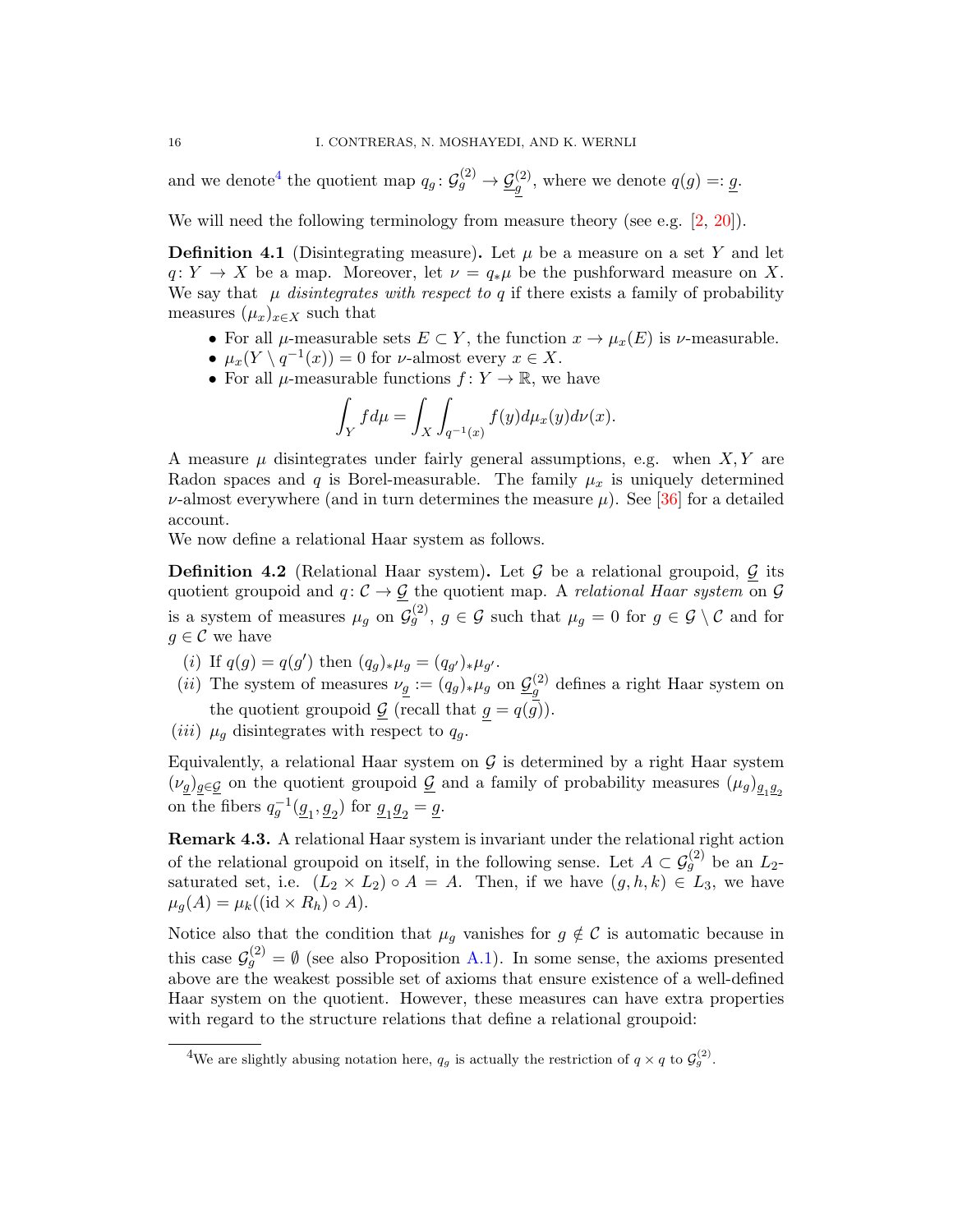and we denote[4] the quotient map $q_g\colon \mathcal{G}_g^{(2)} \to \underline{\mathcal{G}}_{\underline{g}}^{(2)}$, where we denote $q(g) =: \underline{g}$.

We will need the following terminology from measure theory (see e.g. [2, 20]).

**Definition 4.1** (Disintegrating measure)**.** Let $\mu$ be a measure on a set $Y$ and let $q\colon Y \to X$ be a map. Moreover, let $\nu = q_*\mu$ be the pushforward measure on $X$. We say that $\mu$ *disintegrates with respect to* $q$ if there exists a family of probability measures $(\mu_x)_{x\in X}$ such that

- For all $\mu$-measurable sets $E \subset Y$, the function $x \to \mu_x(E)$ is $\nu$-measurable.
- $\mu_x(Y \setminus q^{-1}(x)) = 0$ for $\nu$-almost every $x \in X$.
- For all $\mu$-measurable functions $f\colon Y \to \mathbb{R}$, we have

$$\int_Y f d\mu = \int_X \int_{q^{-1}(x)} f(y) d\mu_x(y) d\nu(x).$$

A measure $\mu$ disintegrates under fairly general assumptions, e.g. when $X, Y$ are Radon spaces and $q$ is Borel-measurable. The family $\mu_x$ is uniquely determined $\nu$-almost everywhere (and in turn determines the measure $\mu$). See [36] for a detailed account.

We now define a relational Haar system as follows.

**Definition 4.2** (Relational Haar system)**.** Let $\mathcal{G}$ be a relational groupoid, $\underline{\mathcal{G}}$ its quotient groupoid and $q\colon \mathcal{C} \to \underline{\mathcal{G}}$ the quotient map. A *relational Haar system* on $\mathcal{G}$ is a system of measures $\mu_g$ on $\mathcal{G}_g^{(2)}$, $g \in \mathcal{G}$ such that $\mu_g = 0$ for $g \in \mathcal{G} \setminus \mathcal{C}$ and for $g \in \mathcal{C}$ we have

- $(i)$ If $q(g) = q(g')$ then $(q_g)_*\mu_g = (q_{g'})_*\mu_{g'}$.
- $(ii)$ The system of measures $\nu_{\underline{g}} := (q_g)_*\mu_g$ on $\underline{\mathcal{G}}_{\underline{g}}^{(2)}$ defines a right Haar system on the quotient groupoid $\underline{\mathcal{G}}$ (recall that $\underline{g} = q(g)$).
- $(iii)$ $\mu_g$ disintegrates with respect to $q_g$.

Equivalently, a relational Haar system on $\mathcal{G}$ is determined by a right Haar system $(\nu_{\underline{g}})_{\underline{g}\in\underline{\mathcal{G}}}$ on the quotient groupoid $\underline{\mathcal{G}}$ and a family of probability measures $(\mu_g)_{\underline{g}_1\underline{g}_2}$ on the fibers $q_g^{-1}(\underline{g}_1, \underline{g}_2)$ for $\underline{g}_1\underline{g}_2 = \underline{g}$.

**Remark 4.3.** A relational Haar system is invariant under the relational right action of the relational groupoid on itself, in the following sense. Let $A \subset \mathcal{G}_g^{(2)}$ be an $L_2$-saturated set, i.e. $(L_2 \times L_2) \circ A = A$. Then, if we have $(g, h, k) \in L_3$, we have $\mu_g(A) = \mu_k((\mathrm{id} \times R_h) \circ A)$.

Notice also that the condition that $\mu_g$ vanishes for $g \notin \mathcal{C}$ is automatic because in this case $\mathcal{G}_g^{(2)} = \emptyset$ (see also Proposition A.1). In some sense, the axioms presented above are the weakest possible set of axioms that ensure existence of a well-defined Haar system on the quotient. However, these measures can have extra properties with regard to the structure relations that define a relational groupoid:

---

[4] We are slightly abusing notation here, $q_g$ is actually the restriction of $q \times q$ to $\mathcal{G}_g^{(2)}$.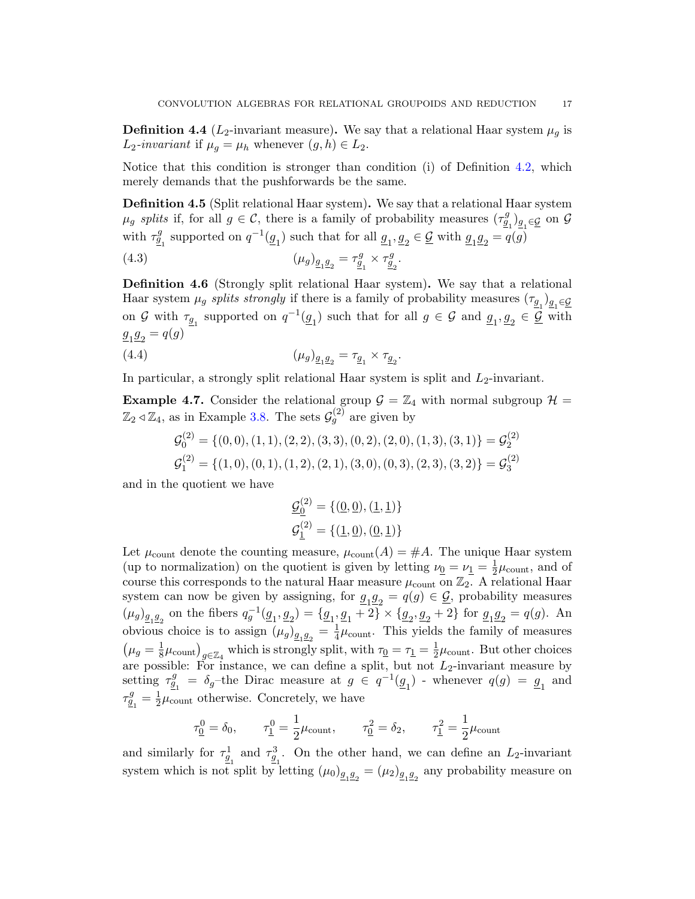**Definition 4.4** ($L_2$-invariant measure)**.** We say that a relational Haar system $\mu_g$ is *$L_2$-invariant* if $\mu_g = \mu_h$ whenever $(g, h) \in L_2$.

Notice that this condition is stronger than condition (i) of Definition 4.2, which merely demands that the pushforwards be the same.

**Definition 4.5** (Split relational Haar system)**.** We say that a relational Haar system $\mu_g$ *splits* if, for all $g \in \mathcal{C}$, there is a family of probability measures $(\tau^g_{\underline{g}_1})_{\underline{g}_1 \in \underline{\mathcal{G}}}$ on $\mathcal{G}$ with $\tau^g_{\underline{g}_1}$ supported on $q^{-1}(\underline{g}_1)$ such that for all $\underline{g}_1, \underline{g}_2 \in \underline{\mathcal{G}}$ with $\underline{g}_1 \underline{g}_2 = q(g)$

$$(\mu_g)_{\underline{g}_1 \underline{g}_2} = \tau^g_{\underline{g}_1} \times \tau^g_{\underline{g}_2}. \tag{4.3}$$

**Definition 4.6** (Strongly split relational Haar system)**.** We say that a relational Haar system $\mu_g$ *splits strongly* if there is a family of probability measures $(\tau_{\underline{g}_1})_{\underline{g}_1 \in \underline{\mathcal{G}}}$ on $\mathcal{G}$ with $\tau_{\underline{g}_1}$ supported on $q^{-1}(\underline{g}_1)$ such that for all $g \in \mathcal{G}$ and $\underline{g}_1, \underline{g}_2 \in \underline{\mathcal{G}}$ with $\underline{g}_1 \underline{g}_2 = q(g)$

$$(\mu_g)_{\underline{g}_1 \underline{g}_2} = \tau_{\underline{g}_1} \times \tau_{\underline{g}_2}. \tag{4.4}$$

In particular, a strongly split relational Haar system is split and $L_2$-invariant.

**Example 4.7.** Consider the relational group $\mathcal{G} = \mathbb{Z}_4$ with normal subgroup $\mathcal{H} = \mathbb{Z}_2 \triangleleft \mathbb{Z}_4$, as in Example 3.8. The sets $\mathcal{G}^{(2)}_g$ are given by

$$\mathcal{G}^{(2)}_0 = \{(0,0), (1,1), (2,2), (3,3), (0,2), (2,0), (1,3), (3,1)\} = \mathcal{G}^{(2)}_2$$
$$\mathcal{G}^{(2)}_1 = \{(1,0), (0,1), (1,2), (2,1), (3,0), (0,3), (2,3), (3,2)\} = \mathcal{G}^{(2)}_3$$

and in the quotient we have

$$\underline{\mathcal{G}}^{(2)}_{\underline{0}} = \{(\underline{0}, \underline{0}), (\underline{1}, \underline{1})\}$$
$$\underline{\mathcal{G}}^{(2)}_{\underline{1}} = \{(\underline{1}, \underline{0}), (\underline{0}, \underline{1})\}$$

Let $\mu_{\text{count}}$ denote the counting measure, $\mu_{\text{count}}(A) = \#A$. The unique Haar system (up to normalization) on the quotient is given by letting $\nu_{\underline{0}} = \nu_{\underline{1}} = \frac{1}{2}\mu_{\text{count}}$, and of course this corresponds to the natural Haar measure $\mu_{\text{count}}$ on $\mathbb{Z}_2$. A relational Haar system can now be given by assigning, for $\underline{g}_1 \underline{g}_2 = q(g) \in \underline{\mathcal{G}}$, probability measures $(\mu_g)_{\underline{g}_1 \underline{g}_2}$ on the fibers $q^{-1}_g(\underline{g}_1, \underline{g}_2) = \{\underline{g}_1, \underline{g}_1 + 2\} \times \{\underline{g}_2, \underline{g}_2 + 2\}$ for $\underline{g}_1 \underline{g}_2 = q(g)$. An obvious choice is to assign $(\mu_g)_{\underline{g}_1 \underline{g}_2} = \frac{1}{4}\mu_{\text{count}}$. This yields the family of measures $\left(\mu_g = \frac{1}{8}\mu_{\text{count}}\right)_{g \in \mathbb{Z}_4}$ which is strongly split, with $\tau_{\underline{0}} = \tau_{\underline{1}} = \frac{1}{2}\mu_{\text{count}}$. But other choices are possible: For instance, we can define a split, but not $L_2$-invariant measure by setting $\tau^g_{\underline{g}_1} = \delta_g$–the Dirac measure at $g \in q^{-1}(\underline{g}_1)$ - whenever $q(g) = \underline{g}_1$ and $\tau^g_{\underline{g}_1} = \frac{1}{2}\mu_{\text{count}}$ otherwise. Concretely, we have

$$\tau^0_{\underline{0}} = \delta_0, \qquad \tau^0_{\underline{1}} = \frac{1}{2}\mu_{\text{count}}, \qquad \tau^2_{\underline{0}} = \delta_2, \qquad \tau^2_{\underline{1}} = \frac{1}{2}\mu_{\text{count}}$$

and similarly for $\tau^1_{\underline{g}_1}$ and $\tau^3_{\underline{g}_1}$. On the other hand, we can define an $L_2$-invariant system which is not split by letting $(\mu_0)_{\underline{g}_1 \underline{g}_2} = (\mu_2)_{\underline{g}_1 \underline{g}_2}$ any probability measure on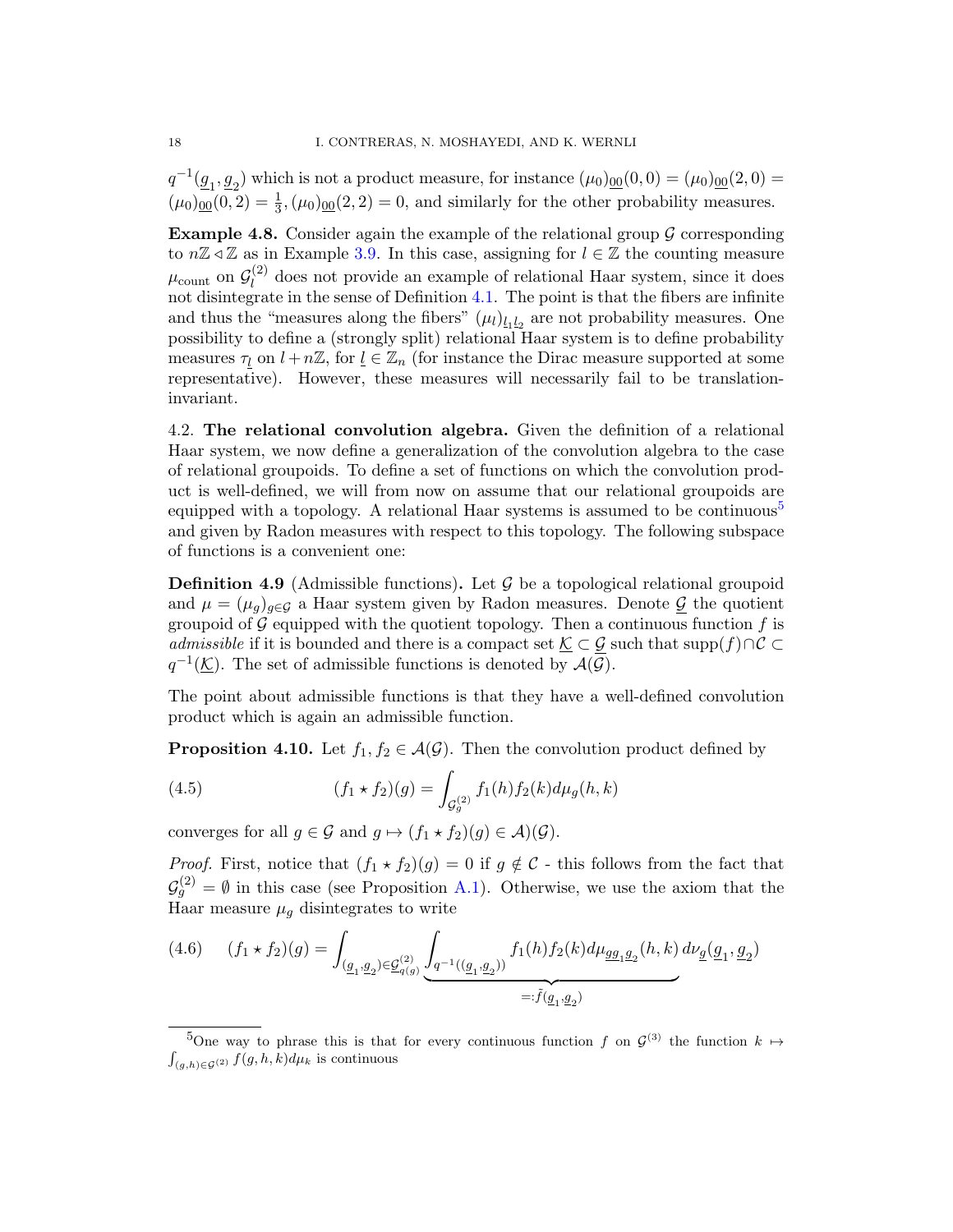$q^{-1}(\underline{g}_1, \underline{g}_2)$ which is not a product measure, for instance $(\mu_0)_{\underline{00}}(0,0) = (\mu_0)_{\underline{00}}(2,0) = (\mu_0)_{\underline{00}}(0,2) = \frac{1}{3}, (\mu_0)_{\underline{00}}(2,2) = 0$, and similarly for the other probability measures.

**Example 4.8.** Consider again the example of the relational group $\mathcal{G}$ corresponding to $n\mathbb{Z} \triangleleft \mathbb{Z}$ as in Example 3.9. In this case, assigning for $l \in \mathbb{Z}$ the counting measure $\mu_{\text{count}}$ on $\mathcal{G}^{(2)}_l$ does not provide an example of relational Haar system, since it does not disintegrate in the sense of Definition 4.1. The point is that the fibers are infinite and thus the "measures along the fibers" $(\mu_l)_{\underline{l}_1\underline{l}_2}$ are not probability measures. One possibility to define a (strongly split) relational Haar system is to define probability measures $\tau_{\underline{l}}$ on $l + n\mathbb{Z}$, for $\underline{l} \in \mathbb{Z}_n$ (for instance the Dirac measure supported at some representative). However, these measures will necessarily fail to be translation-invariant.

4.2. **The relational convolution algebra.** Given the definition of a relational Haar system, we now define a generalization of the convolution algebra to the case of relational groupoids. To define a set of functions on which the convolution product is well-defined, we will from now on assume that our relational groupoids are equipped with a topology. A relational Haar systems is assumed to be continuous[5] and given by Radon measures with respect to this topology. The following subspace of functions is a convenient one:

**Definition 4.9** (Admissible functions)**.** Let $\mathcal{G}$ be a topological relational groupoid and $\mu = (\mu_g)_{g\in\mathcal{G}}$ a Haar system given by Radon measures. Denote $\underline{\mathcal{G}}$ the quotient groupoid of $\mathcal{G}$ equipped with the quotient topology. Then a continuous function $f$ is *admissible* if it is bounded and there is a compact set $\underline{\mathcal{K}} \subset \underline{\mathcal{G}}$ such that $\text{supp}(f) \cap \mathcal{C} \subset q^{-1}(\underline{\mathcal{K}})$. The set of admissible functions is denoted by $\mathcal{A}(\mathcal{G})$.

The point about admissible functions is that they have a well-defined convolution product which is again an admissible function.

**Proposition 4.10.** Let $f_1, f_2 \in \mathcal{A}(\mathcal{G})$. Then the convolution product defined by

$$(f_1 \star f_2)(g) = \int_{\mathcal{G}^{(2)}_g} f_1(h) f_2(k) d\mu_g(h,k) \tag{4.5}$$

converges for all $g \in \mathcal{G}$ and $g \mapsto (f_1 \star f_2)(g) \in \mathcal{A})(\mathcal{G})$.

*Proof.* First, notice that $(f_1 \star f_2)(g) = 0$ if $g \notin \mathcal{C}$ - this follows from the fact that $\mathcal{G}^{(2)}_g = \emptyset$ in this case (see Proposition A.1). Otherwise, we use the axiom that the Haar measure $\mu_g$ disintegrates to write

$$(f_1 \star f_2)(g) = \int_{(\underline{g}_1,\underline{g}_2)\in\underline{\mathcal{G}}^{(2)}_{q(g)}} \underbrace{\int_{q^{-1}((\underline{g}_1,\underline{g}_2))} f_1(h) f_2(k) d\mu_{g\underline{g}_1\underline{g}_2}(h,k)}_{=:\tilde{f}(\underline{g}_1,\underline{g}_2)} d\nu_{\underline{g}}(\underline{g}_1,\underline{g}_2) \tag{4.6}$$

[5] One way to phrase this is that for every continuous function $f$ on $\mathcal{G}^{(3)}$ the function $k \mapsto \int_{(g,h)\in\mathcal{G}^{(2)}} f(g,h,k) d\mu_k$ is continuous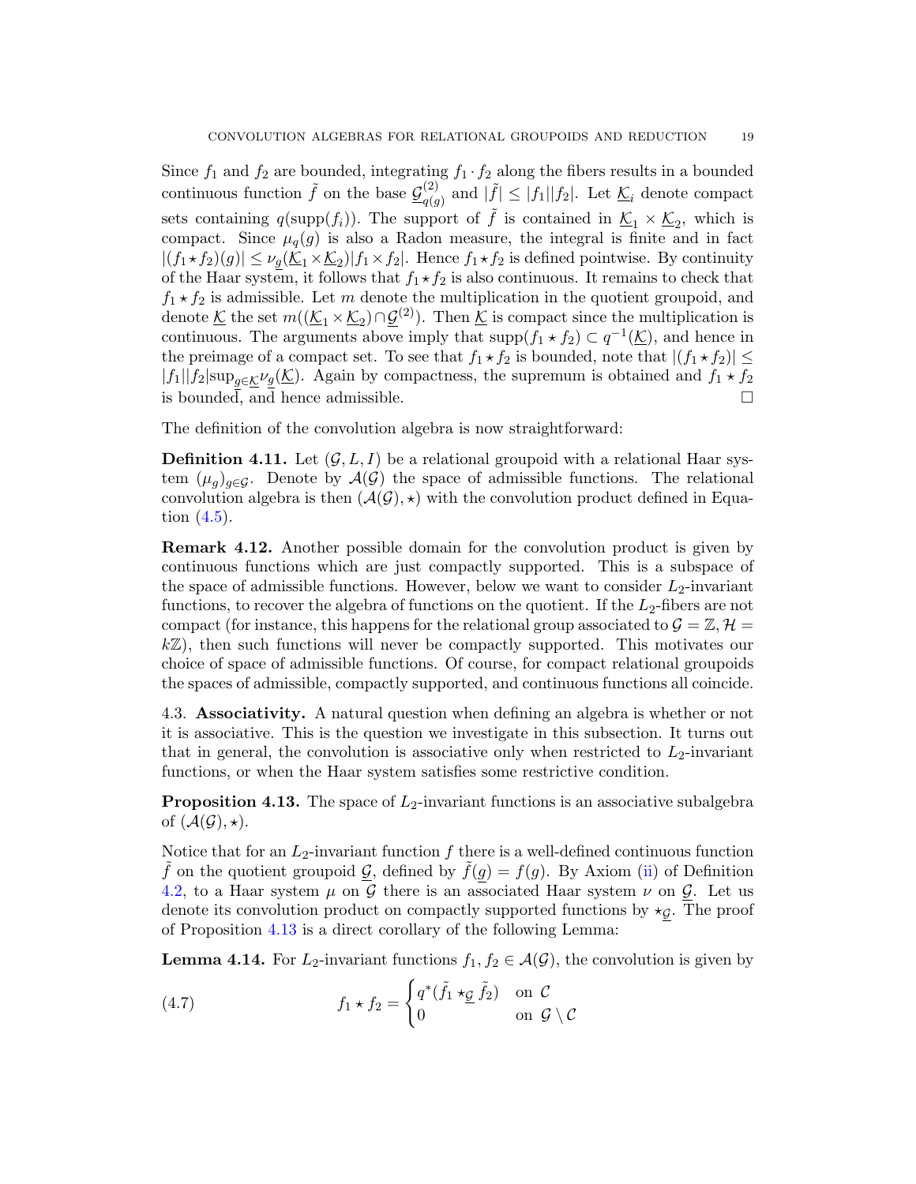Since $f_1$ and $f_2$ are bounded, integrating $f_1 \cdot f_2$ along the fibers results in a bounded continuous function $\tilde{f}$ on the base $\underline{\mathcal{G}}^{(2)}_{q(g)}$ and $|\tilde{f}| \leq |f_1||f_2|$. Let $\underline{\mathcal{K}}_i$ denote compact sets containing $q(\mathrm{supp}(f_i))$. The support of $\tilde{f}$ is contained in $\underline{\mathcal{K}}_1 \times \underline{\mathcal{K}}_2$, which is compact. Since $\mu_q(g)$ is also a Radon measure, the integral is finite and in fact $|(f_1 \star f_2)(g)| \leq \nu_{\underline{g}}(\underline{\mathcal{K}}_1 \times \underline{\mathcal{K}}_2)|f_1 \times f_2|$. Hence $f_1 \star f_2$ is defined pointwise. By continuity of the Haar system, it follows that $f_1 \star f_2$ is also continuous. It remains to check that $f_1 \star f_2$ is admissible. Let $m$ denote the multiplication in the quotient groupoid, and denote $\underline{\mathcal{K}}$ the set $m((\underline{\mathcal{K}}_1 \times \underline{\mathcal{K}}_2) \cap \underline{\mathcal{G}}^{(2)})$. Then $\underline{\mathcal{K}}$ is compact since the multiplication is continuous. The arguments above imply that $\mathrm{supp}(f_1 \star f_2) \subset q^{-1}(\underline{\mathcal{K}})$, and hence in the preimage of a compact set. To see that $f_1 \star f_2$ is bounded, note that $|(f_1 \star f_2)| \leq |f_1||f_2| \sup_{\underline{g} \in \underline{\mathcal{K}}} \nu_{\underline{g}}(\underline{\mathcal{K}})$. Again by compactness, the supremum is obtained and $f_1 \star f_2$ is bounded, and hence admissible. $\square$

The definition of the convolution algebra is now straightforward:

**Definition 4.11.** Let $(\mathcal{G}, L, I)$ be a relational groupoid with a relational Haar system $(\mu_g)_{g \in \mathcal{G}}$. Denote by $\mathcal{A}(\mathcal{G})$ the space of admissible functions. The relational convolution algebra is then $(\mathcal{A}(\mathcal{G}), \star)$ with the convolution product defined in Equation (4.5).

**Remark 4.12.** Another possible domain for the convolution product is given by continuous functions which are just compactly supported. This is a subspace of the space of admissible functions. However, below we want to consider $L_2$-invariant functions, to recover the algebra of functions on the quotient. If the $L_2$-fibers are not compact (for instance, this happens for the relational group associated to $\mathcal{G} = \mathbb{Z}, \mathcal{H} = k\mathbb{Z}$), then such functions will never be compactly supported. This motivates our choice of space of admissible functions. Of course, for compact relational groupoids the spaces of admissible, compactly supported, and continuous functions all coincide.

## 4.3. **Associativity.**

A natural question when defining an algebra is whether or not it is associative. This is the question we investigate in this subsection. It turns out that in general, the convolution is associative only when restricted to $L_2$-invariant functions, or when the Haar system satisfies some restrictive condition.

**Proposition 4.13.** The space of $L_2$-invariant functions is an associative subalgebra of $(\mathcal{A}(\mathcal{G}), \star)$.

Notice that for an $L_2$-invariant function $f$ there is a well-defined continuous function $\tilde{f}$ on the quotient groupoid $\underline{\mathcal{G}}$, defined by $\tilde{f}(\underline{g}) = f(g)$. By Axiom (ii) of Definition 4.2, to a Haar system $\mu$ on $\mathcal{G}$ there is an associated Haar system $\nu$ on $\underline{\mathcal{G}}$. Let us denote its convolution product on compactly supported functions by $\star_{\underline{\mathcal{G}}}$. The proof of Proposition 4.13 is a direct corollary of the following Lemma:

**Lemma 4.14.** For $L_2$-invariant functions $f_1, f_2 \in \mathcal{A}(\mathcal{G})$, the convolution is given by

$$f_1 \star f_2 = \begin{cases} q^*(\tilde{f}_1 \star_{\underline{\mathcal{G}}} \tilde{f}_2) & \text{on } \mathcal{C} \\ 0 & \text{on } \mathcal{G} \setminus \mathcal{C} \end{cases} \tag{4.7}$$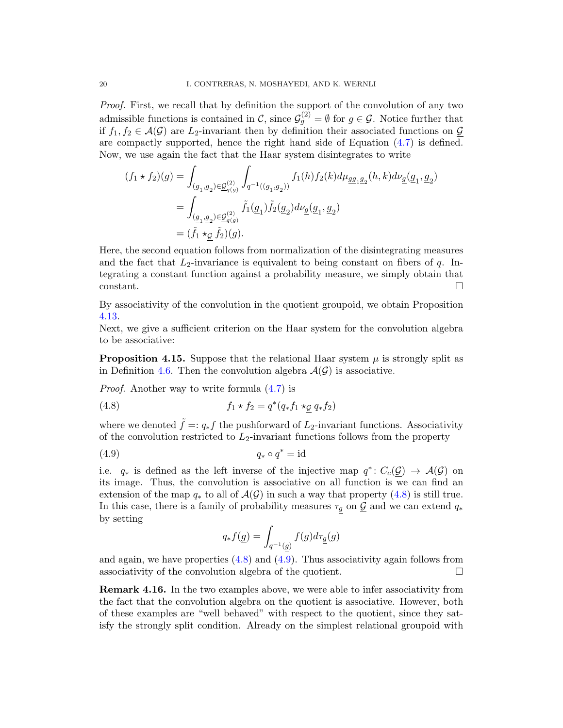*Proof.* First, we recall that by definition the support of the convolution of any two admissible functions is contained in $\mathcal{C}$, since $\mathcal{G}_g^{(2)} = \emptyset$ for $g \in \mathcal{G}$. Notice further that if $f_1, f_2 \in \mathcal{A}(\mathcal{G})$ are $L_2$-invariant then by definition their associated functions on $\underline{\mathcal{G}}$ are compactly supported, hence the right hand side of Equation (4.7) is defined. Now, we use again the fact that the Haar system disintegrates to write

$$
\begin{aligned}
(f_1 \star f_2)(g) &= \int_{(\underline{g}_1,\underline{g}_2)\in \underline{\mathcal{G}}^{(2)}_{q(g)}} \int_{q^{-1}((\underline{g}_1,\underline{g}_2))} f_1(h) f_2(k) d\mu_{g\underline{g}_1\underline{g}_2}(h,k) d\nu_{\underline{g}}(\underline{g}_1,\underline{g}_2) \\
&= \int_{(\underline{g}_1,\underline{g}_2)\in \underline{\mathcal{G}}^{(2)}_{q(g)}} \tilde{f}_1(\underline{g}_1)\tilde{f}_2(\underline{g}_2) d\nu_{\underline{g}}(\underline{g}_1,\underline{g}_2) \\
&= (\tilde{f}_1 \star_{\underline{\mathcal{G}}} \tilde{f}_2)(\underline{g}).
\end{aligned}
$$

Here, the second equation follows from normalization of the disintegrating measures and the fact that $L_2$-invariance is equivalent to being constant on fibers of $q$. Integrating a constant function against a probability measure, we simply obtain that constant. □

By associativity of the convolution in the quotient groupoid, we obtain Proposition 4.13.

Next, we give a sufficient criterion on the Haar system for the convolution algebra to be associative:

**Proposition 4.15.** Suppose that the relational Haar system $\mu$ is strongly split as in Definition 4.6. Then the convolution algebra $\mathcal{A}(\mathcal{G})$ is associative.

*Proof.* Another way to write formula (4.7) is

$$f_1 \star f_2 = q^*(q_* f_1 \star_{\underline{\mathcal{G}}} q_* f_2) \tag{4.8}$$

where we denoted $\tilde{f} =: q_* f$ the pushforward of $L_2$-invariant functions. Associativity of the convolution restricted to $L_2$-invariant functions follows from the property

$$q_* \circ q^* = \mathrm{id} \tag{4.9}$$

i.e. $q_*$ is defined as the left inverse of the injective map $q^* \colon C_c(\underline{\mathcal{G}}) \to \mathcal{A}(\mathcal{G})$ on its image. Thus, the convolution is associative on all function is we can find an extension of the map $q_*$ to all of $\mathcal{A}(\mathcal{G})$ in such a way that property (4.8) is still true. In this case, there is a family of probability measures $\tau_{\underline{g}}$ on $\mathcal{G}$ and we can extend $q_*$ by setting

$$q_* f(\underline{g}) = \int_{q^{-1}(\underline{g})} f(g) d\tau_{\underline{g}}(g)$$

and again, we have properties (4.8) and (4.9). Thus associativity again follows from associativity of the convolution algebra of the quotient. □

**Remark 4.16.** In the two examples above, we were able to infer associativity from the fact that the convolution algebra on the quotient is associative. However, both of these examples are "well behaved" with respect to the quotient, since they satisfy the strongly split condition. Already on the simplest relational groupoid with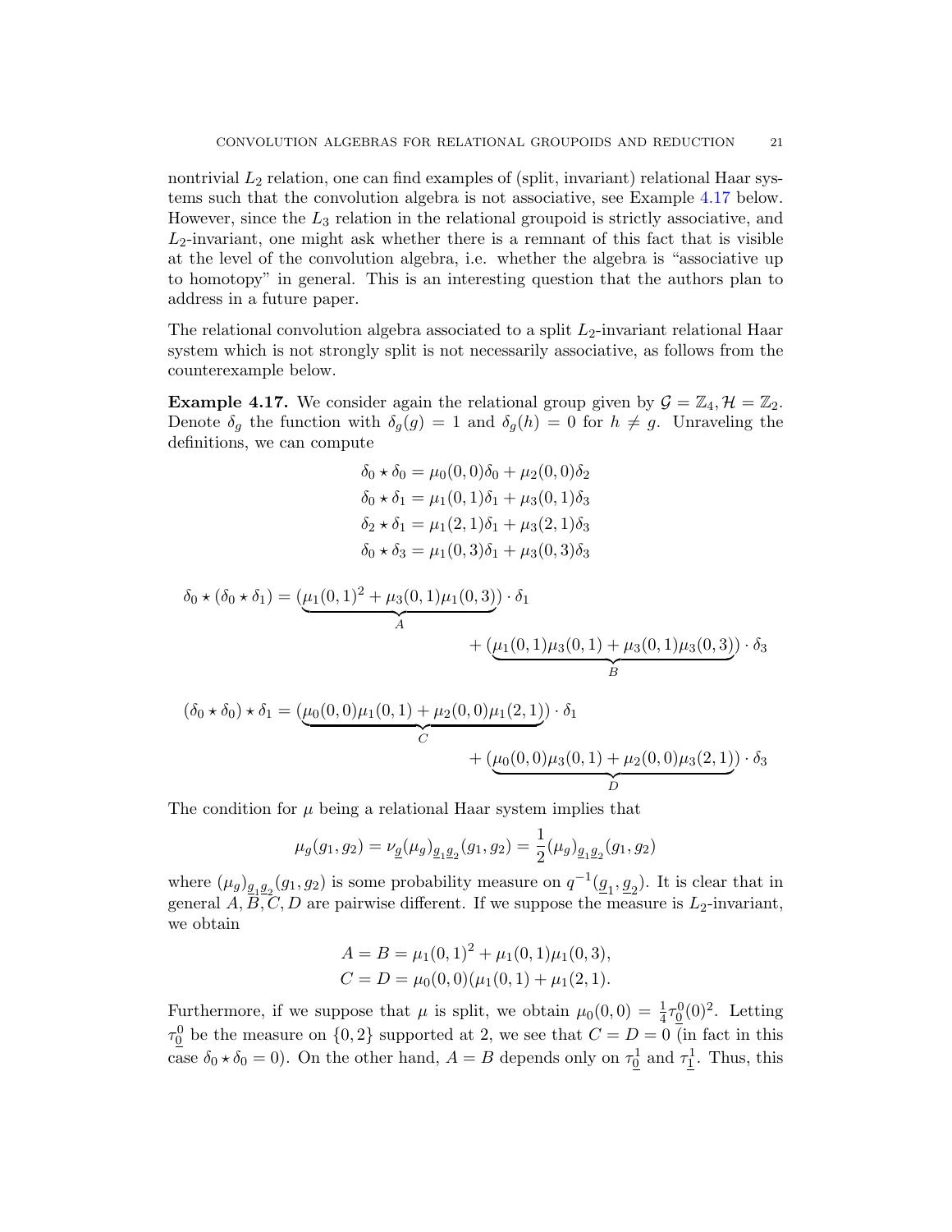nontrivial $L_2$ relation, one can find examples of (split, invariant) relational Haar systems such that the convolution algebra is not associative, see Example 4.17 below. However, since the $L_3$ relation in the relational groupoid is strictly associative, and $L_2$-invariant, one might ask whether there is a remnant of this fact that is visible at the level of the convolution algebra, i.e. whether the algebra is "associative up to homotopy" in general. This is an interesting question that the authors plan to address in a future paper.

The relational convolution algebra associated to a split $L_2$-invariant relational Haar system which is not strongly split is not necessarily associative, as follows from the counterexample below.

**Example 4.17.** We consider again the relational group given by $\mathcal{G} = \mathbb{Z}_4, \mathcal{H} = \mathbb{Z}_2$. Denote $\delta_g$ the function with $\delta_g(g) = 1$ and $\delta_g(h) = 0$ for $h \neq g$. Unraveling the definitions, we can compute

$$\begin{aligned}
\delta_0 \star \delta_0 &= \mu_0(0,0)\delta_0 + \mu_2(0,0)\delta_2 \\
\delta_0 \star \delta_1 &= \mu_1(0,1)\delta_1 + \mu_3(0,1)\delta_3 \\
\delta_2 \star \delta_1 &= \mu_1(2,1)\delta_1 + \mu_3(2,1)\delta_3 \\
\delta_0 \star \delta_3 &= \mu_1(0,3)\delta_1 + \mu_3(0,3)\delta_3
\end{aligned}$$

$$\delta_0 \star (\delta_0 \star \delta_1) = (\underbrace{\mu_1(0,1)^2 + \mu_3(0,1)\mu_1(0,3)}_{A}) \cdot \delta_1 + (\underbrace{\mu_1(0,1)\mu_3(0,1) + \mu_3(0,1)\mu_3(0,3)}_{B}) \cdot \delta_3$$

$$(\delta_0 \star \delta_0) \star \delta_1 = (\underbrace{\mu_0(0,0)\mu_1(0,1) + \mu_2(0,0)\mu_1(2,1)}_{C}) \cdot \delta_1 + (\underbrace{\mu_0(0,0)\mu_3(0,1) + \mu_2(0,0)\mu_3(2,1)}_{D}) \cdot \delta_3$$

The condition for $\mu$ being a relational Haar system implies that

$$\mu_g(g_1, g_2) = \nu_{\underline{g}}(\mu_g)_{\underline{g}_1\underline{g}_2}(g_1, g_2) = \frac{1}{2}(\mu_g)_{\underline{g}_1\underline{g}_2}(g_1, g_2)$$

where $(\mu_g)_{\underline{g}_1\underline{g}_2}(g_1, g_2)$ is some probability measure on $q^{-1}(\underline{g}_1, \underline{g}_2)$. It is clear that in general $A, B, C, D$ are pairwise different. If we suppose the measure is $L_2$-invariant, we obtain

$$\begin{aligned}
A = B &= \mu_1(0,1)^2 + \mu_1(0,1)\mu_1(0,3), \\
C = D &= \mu_0(0,0)(\mu_1(0,1) + \mu_1(2,1).
\end{aligned}$$

Furthermore, if we suppose that $\mu$ is split, we obtain $\mu_0(0,0) = \frac{1}{4}\tau^0_{\underline{0}}(0)^2$. Letting $\tau^0_{\underline{0}}$ be the measure on $\{0,2\}$ supported at 2, we see that $C = D = 0$ (in fact in this case $\delta_0 \star \delta_0 = 0$). On the other hand, $A = B$ depends only on $\tau^1_{\underline{0}}$ and $\tau^1_{\underline{1}}$. Thus, this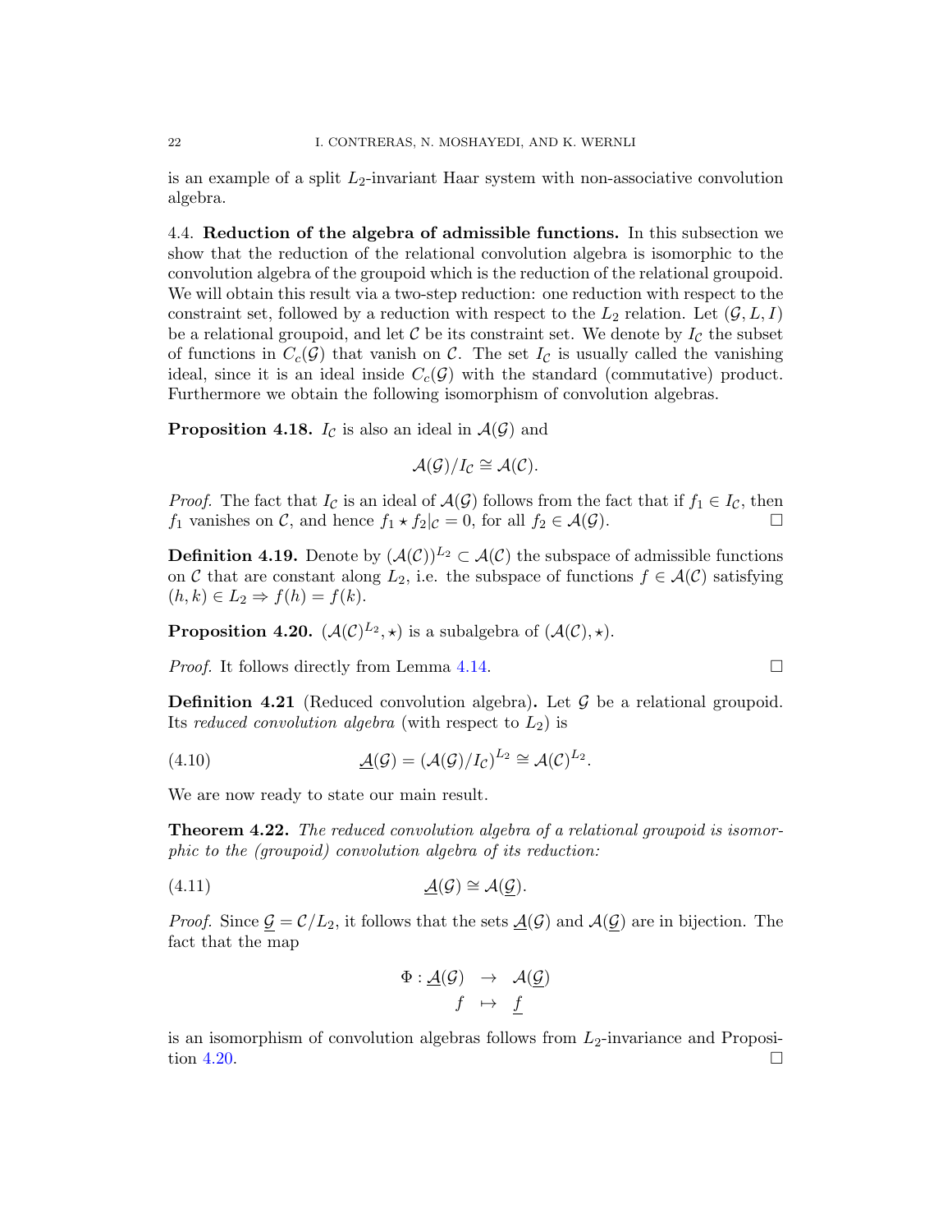is an example of a split $L_2$-invariant Haar system with non-associative convolution algebra.

### 4.4. Reduction of the algebra of admissible functions.

In this subsection we show that the reduction of the relational convolution algebra is isomorphic to the convolution algebra of the groupoid which is the reduction of the relational groupoid. We will obtain this result via a two-step reduction: one reduction with respect to the constraint set, followed by a reduction with respect to the $L_2$ relation. Let $(\mathcal{G}, L, I)$ be a relational groupoid, and let $\mathcal{C}$ be its constraint set. We denote by $I_{\mathcal{C}}$ the subset of functions in $C_c(\mathcal{G})$ that vanish on $\mathcal{C}$. The set $I_{\mathcal{C}}$ is usually called the vanishing ideal, since it is an ideal inside $C_c(\mathcal{G})$ with the standard (commutative) product. Furthermore we obtain the following isomorphism of convolution algebras.

**Proposition 4.18.** $I_{\mathcal{C}}$ is also an ideal in $\mathcal{A}(\mathcal{G})$ and

$$\mathcal{A}(\mathcal{G})/I_{\mathcal{C}} \cong \mathcal{A}(\mathcal{C}).$$

*Proof.* The fact that $I_{\mathcal{C}}$ is an ideal of $\mathcal{A}(\mathcal{G})$ follows from the fact that if $f_1 \in I_{\mathcal{C}}$, then $f_1$ vanishes on $\mathcal{C}$, and hence $f_1 \star f_2|_{\mathcal{C}} = 0$, for all $f_2 \in \mathcal{A}(\mathcal{G})$. □

**Definition 4.19.** Denote by $(\mathcal{A}(\mathcal{C}))^{L_2} \subset \mathcal{A}(\mathcal{C})$ the subspace of admissible functions on $\mathcal{C}$ that are constant along $L_2$, i.e. the subspace of functions $f \in \mathcal{A}(\mathcal{C})$ satisfying $(h, k) \in L_2 \Rightarrow f(h) = f(k)$.

**Proposition 4.20.** $(\mathcal{A}(\mathcal{C})^{L_2}, \star)$ is a subalgebra of $(\mathcal{A}(\mathcal{C}), \star)$.

*Proof.* It follows directly from Lemma 4.14. □

**Definition 4.21** (Reduced convolution algebra)**.** Let $\mathcal{G}$ be a relational groupoid. Its *reduced convolution algebra* (with respect to $L_2$) is

$$\underline{\mathcal{A}}(\mathcal{G}) = (\mathcal{A}(\mathcal{G})/I_{\mathcal{C}})^{L_2} \cong \mathcal{A}(\mathcal{C})^{L_2}. \tag{4.10}$$

We are now ready to state our main result.

**Theorem 4.22.** *The reduced convolution algebra of a relational groupoid is isomorphic to the (groupoid) convolution algebra of its reduction:*

$$\underline{\mathcal{A}}(\mathcal{G}) \cong \mathcal{A}(\underline{\mathcal{G}}). \tag{4.11}$$

*Proof.* Since $\underline{\mathcal{G}} = \mathcal{C}/L_2$, it follows that the sets $\underline{\mathcal{A}}(\mathcal{G})$ and $\mathcal{A}(\underline{\mathcal{G}})$ are in bijection. The fact that the map

$$\begin{array}{rcl} \Phi : \underline{\mathcal{A}}(\mathcal{G}) & \to & \mathcal{A}(\underline{\mathcal{G}}) \\ f & \mapsto & \underline{f} \end{array}$$

is an isomorphism of convolution algebras follows from $L_2$-invariance and Proposition 4.20. □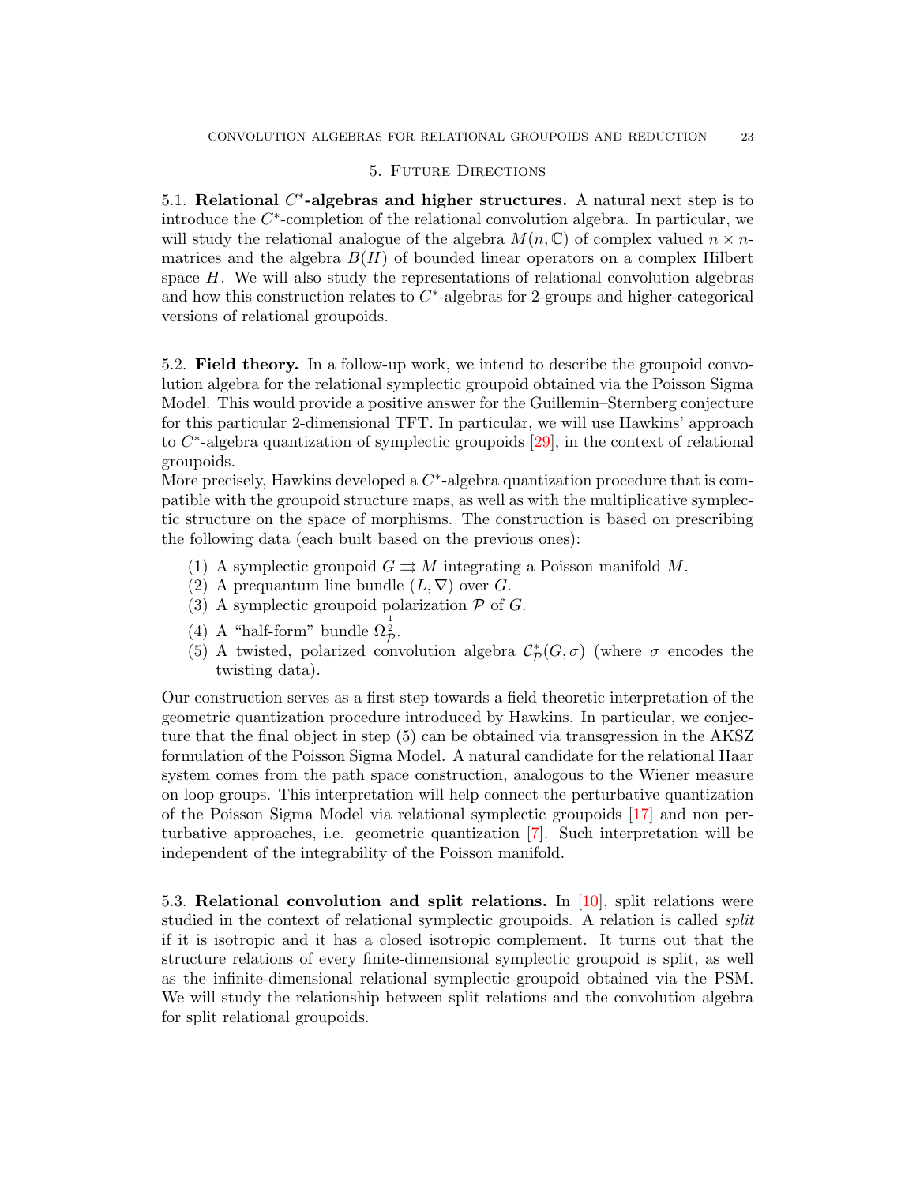## 5. Future Directions

5.1. **Relational $C^*$-algebras and higher structures.** A natural next step is to introduce the $C^*$-completion of the relational convolution algebra. In particular, we will study the relational analogue of the algebra $M(n, \mathbb{C})$ of complex valued $n \times n$-matrices and the algebra $B(H)$ of bounded linear operators on a complex Hilbert space $H$. We will also study the representations of relational convolution algebras and how this construction relates to $C^*$-algebras for 2-groups and higher-categorical versions of relational groupoids.

5.2. **Field theory.** In a follow-up work, we intend to describe the groupoid convolution algebra for the relational symplectic groupoid obtained via the Poisson Sigma Model. This would provide a positive answer for the Guillemin–Sternberg conjecture for this particular 2-dimensional TFT. In particular, we will use Hawkins' approach to $C^*$-algebra quantization of symplectic groupoids [29], in the context of relational groupoids.

More precisely, Hawkins developed a $C^*$-algebra quantization procedure that is compatible with the groupoid structure maps, as well as with the multiplicative symplectic structure on the space of morphisms. The construction is based on prescribing the following data (each built based on the previous ones):

1. A symplectic groupoid $G \rightrightarrows M$ integrating a Poisson manifold $M$.
2. A prequantum line bundle $(L, \nabla)$ over $G$.
3. A symplectic groupoid polarization $\mathcal{P}$ of $G$.
4. A "half-form" bundle $\Omega^{\frac{1}{2}}_{\mathcal{P}}$.
5. A twisted, polarized convolution algebra $\mathcal{C}^*_{\mathcal{P}}(G, \sigma)$ (where $\sigma$ encodes the twisting data).

Our construction serves as a first step towards a field theoretic interpretation of the geometric quantization procedure introduced by Hawkins. In particular, we conjecture that the final object in step (5) can be obtained via transgression in the AKSZ formulation of the Poisson Sigma Model. A natural candidate for the relational Haar system comes from the path space construction, analogous to the Wiener measure on loop groups. This interpretation will help connect the perturbative quantization of the Poisson Sigma Model via relational symplectic groupoids [17] and non perturbative approaches, i.e. geometric quantization [7]. Such interpretation will be independent of the integrability of the Poisson manifold.

5.3. **Relational convolution and split relations.** In [10], split relations were studied in the context of relational symplectic groupoids. A relation is called *split* if it is isotropic and it has a closed isotropic complement. It turns out that the structure relations of every finite-dimensional symplectic groupoid is split, as well as the infinite-dimensional relational symplectic groupoid obtained via the PSM. We will study the relationship between split relations and the convolution algebra for split relational groupoids.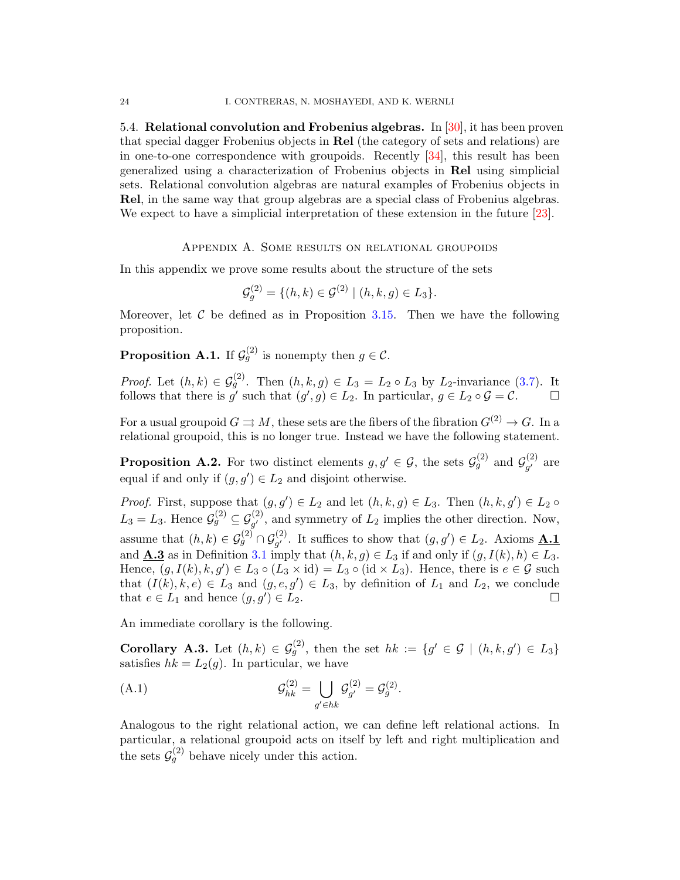5.4. **Relational convolution and Frobenius algebras.** In [30], it has been proven that special dagger Frobenius objects in **Rel** (the category of sets and relations) are in one-to-one correspondence with groupoids. Recently [34], this result has been generalized using a characterization of Frobenius objects in **Rel** using simplicial sets. Relational convolution algebras are natural examples of Frobenius objects in **Rel**, in the same way that group algebras are a special class of Frobenius algebras. We expect to have a simplicial interpretation of these extension in the future [23].

## Appendix A. Some results on relational groupoids

In this appendix we prove some results about the structure of the sets

$$\mathcal{G}_g^{(2)} = \{(h,k) \in \mathcal{G}^{(2)} \mid (h,k,g) \in L_3\}.$$

Moreover, let $\mathcal{C}$ be defined as in Proposition 3.15. Then we have the following proposition.

**Proposition A.1.** *If $\mathcal{G}_g^{(2)}$ is nonempty then $g \in \mathcal{C}$.*

*Proof.* Let $(h,k) \in \mathcal{G}_g^{(2)}$. Then $(h,k,g) \in L_3 = L_2 \circ L_3$ by $L_2$-invariance (3.7). It follows that there is $g'$ such that $(g',g) \in L_2$. In particular, $g \in L_2 \circ \mathcal{G} = \mathcal{C}$. □

For a usual groupoid $G \rightrightarrows M$, these sets are the fibers of the fibration $G^{(2)} \to G$. In a relational groupoid, this is no longer true. Instead we have the following statement.

**Proposition A.2.** *For two distinct elements $g, g' \in \mathcal{G}$, the sets $\mathcal{G}_g^{(2)}$ and $\mathcal{G}_{g'}^{(2)}$ are equal if and only if $(g,g') \in L_2$ and disjoint otherwise.*

*Proof.* First, suppose that $(g,g') \in L_2$ and let $(h,k,g) \in L_3$. Then $(h,k,g') \in L_2 \circ L_3 = L_3$. Hence $\mathcal{G}_g^{(2)} \subseteq \mathcal{G}_{g'}^{(2)}$, and symmetry of $L_2$ implies the other direction. Now, assume that $(h,k) \in \mathcal{G}_g^{(2)} \cap \mathcal{G}_{g'}^{(2)}$. It suffices to show that $(g,g') \in L_2$. Axioms **A.1** and **A.3** as in Definition 3.1 imply that $(h,k,g) \in L_3$ if and only if $(g, I(k), h) \in L_3$. Hence, $(g, I(k), k, g') \in L_3 \circ (L_3 \times \mathrm{id}) = L_3 \circ (\mathrm{id} \times L_3)$. Hence, there is $e \in \mathcal{G}$ such that $(I(k), k, e) \in L_3$ and $(g, e, g') \in L_3$, by definition of $L_1$ and $L_2$, we conclude that $e \in L_1$ and hence $(g,g') \in L_2$. □

An immediate corollary is the following.

**Corollary A.3.** *Let $(h,k) \in \mathcal{G}_g^{(2)}$, then the set $hk := \{g' \in \mathcal{G} \mid (h,k,g') \in L_3\}$ satisfies $hk = L_2(g)$. In particular, we have*

$$\mathcal{G}_{hk}^{(2)} = \bigcup_{g' \in hk} \mathcal{G}_{g'}^{(2)} = \mathcal{G}_g^{(2)}. \tag{A.1}$$

Analogous to the right relational action, we can define left relational actions. In particular, a relational groupoid acts on itself by left and right multiplication and the sets $\mathcal{G}_g^{(2)}$ behave nicely under this action.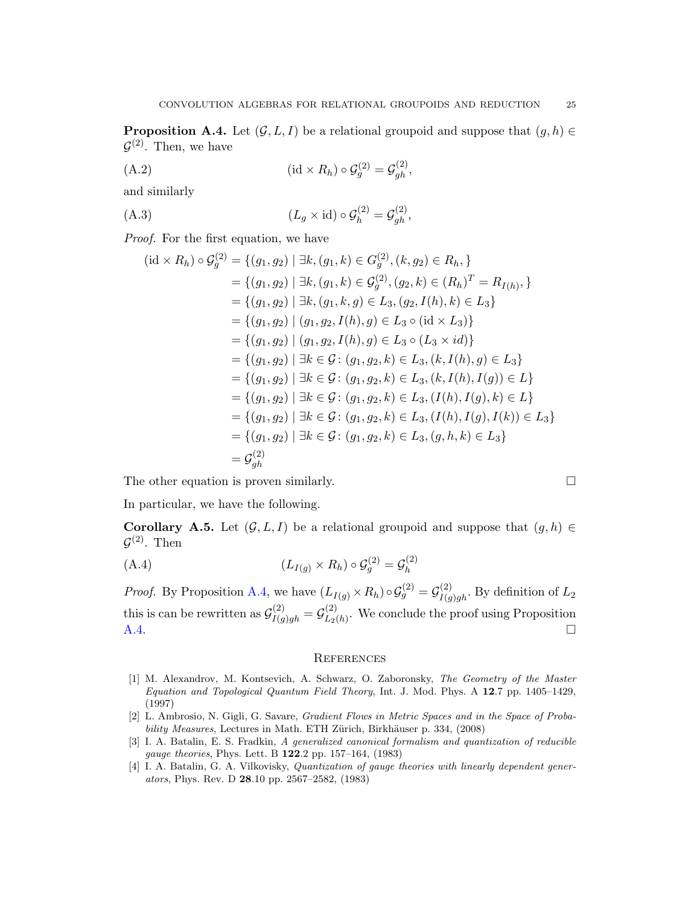**Proposition A.4.** Let $(\mathcal{G}, L, I)$ be a relational groupoid and suppose that $(g,h) \in \mathcal{G}^{(2)}$. Then, we have

$$(\mathrm{id} \times R_h) \circ \mathcal{G}^{(2)}_g = \mathcal{G}^{(2)}_{gh}, \tag{A.2}$$

and similarly

$$(L_g \times \mathrm{id}) \circ \mathcal{G}^{(2)}_h = \mathcal{G}^{(2)}_{gh}, \tag{A.3}$$

*Proof.* For the first equation, we have

$$\begin{aligned}
(\mathrm{id} \times R_h) \circ \mathcal{G}^{(2)}_g &= \{(g_1, g_2) \mid \exists k, (g_1, k) \in G^{(2)}_g, (k, g_2) \in R_h, \} \\
&= \{(g_1, g_2) \mid \exists k, (g_1, k) \in \mathcal{G}^{(2)}_g, (g_2, k) \in (R_h)^T = R_{I(h)}, \} \\
&= \{(g_1, g_2) \mid \exists k, (g_1, k, g) \in L_3, (g_2, I(h), k) \in L_3\} \\
&= \{(g_1, g_2) \mid (g_1, g_2, I(h), g) \in L_3 \circ (\mathrm{id} \times L_3)\} \\
&= \{(g_1, g_2) \mid (g_1, g_2, I(h), g) \in L_3 \circ (L_3 \times id)\} \\
&= \{(g_1, g_2) \mid \exists k \in \mathcal{G} \colon (g_1, g_2, k) \in L_3, (k, I(h), g) \in L_3\} \\
&= \{(g_1, g_2) \mid \exists k \in \mathcal{G} \colon (g_1, g_2, k) \in L_3, (k, I(h), I(g)) \in L\} \\
&= \{(g_1, g_2) \mid \exists k \in \mathcal{G} \colon (g_1, g_2, k) \in L_3, (I(h), I(g), k) \in L\} \\
&= \{(g_1, g_2) \mid \exists k \in \mathcal{G} \colon (g_1, g_2, k) \in L_3, (I(h), I(g), I(k)) \in L_3\} \\
&= \{(g_1, g_2) \mid \exists k \in \mathcal{G} \colon (g_1, g_2, k) \in L_3, (g, h, k) \in L_3\} \\
&= \mathcal{G}^{(2)}_{gh}
\end{aligned}$$

The other equation is proven similarly. $\square$

In particular, we have the following.

**Corollary A.5.** Let $(\mathcal{G}, L, I)$ be a relational groupoid and suppose that $(g,h) \in \mathcal{G}^{(2)}$. Then

$$(L_{I(g)} \times R_h) \circ \mathcal{G}^{(2)}_g = \mathcal{G}^{(2)}_h \tag{A.4}$$

*Proof.* By Proposition A.4, we have $(L_{I(g)} \times R_h) \circ \mathcal{G}^{(2)}_g = \mathcal{G}^{(2)}_{I(g)gh}$. By definition of $L_2$ this is can be rewritten as $\mathcal{G}^{(2)}_{I(g)gh} = \mathcal{G}^{(2)}_{L_2(h)}$. We conclude the proof using Proposition A.4. $\square$

## References

[1] M. Alexandrov, M. Kontsevich, A. Schwarz, O. Zaboronsky, *The Geometry of the Master Equation and Topological Quantum Field Theory*, Int. J. Mod. Phys. A **12**.7 pp. 1405–1429, (1997)

[2] L. Ambrosio, N. Gigli, G. Savare, *Gradient Flows in Metric Spaces and in the Space of Probability Measures*, Lectures in Math. ETH Zürich, Birkhäuser p. 334, (2008)

[3] I. A. Batalin, E. S. Fradkin, *A generalized canonical formalism and quantization of reducible gauge theories*, Phys. Lett. B **122**.2 pp. 157–164, (1983)

[4] I. A. Batalin, G. A. Vilkovisky, *Quantization of gauge theories with linearly dependent generators*, Phys. Rev. D **28**.10 pp. 2567–2582, (1983)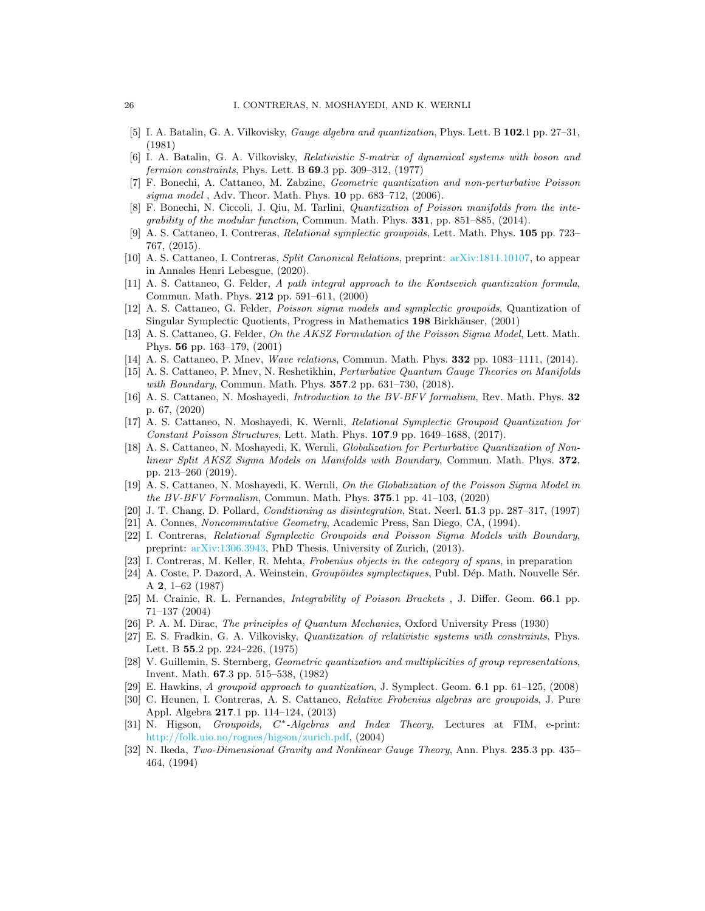[5] I. A. Batalin, G. A. Vilkovisky, *Gauge algebra and quantization*, Phys. Lett. B **102**.1 pp. 27–31, (1981)

[6] I. A. Batalin, G. A. Vilkovisky, *Relativistic S-matrix of dynamical systems with boson and fermion constraints*, Phys. Lett. B **69**.3 pp. 309–312, (1977)

[7] F. Bonechi, A. Cattaneo, M. Zabzine, *Geometric quantization and non-perturbative Poisson sigma model* , Adv. Theor. Math. Phys. **10** pp. 683–712, (2006).

[8] F. Bonechi, N. Ciccoli, J. Qiu, M. Tarlini, *Quantization of Poisson manifolds from the integrability of the modular function*, Commun. Math. Phys. **331**, pp. 851–885, (2014).

[9] A. S. Cattaneo, I. Contreras, *Relational symplectic groupoids*, Lett. Math. Phys. **105** pp. 723–767, (2015).

[10] A. S. Cattaneo, I. Contreras, *Split Canonical Relations*, preprint: arXiv:1811.10107, to appear in Annales Henri Lebesgue, (2020).

[11] A. S. Cattaneo, G. Felder, *A path integral approach to the Kontsevich quantization formula*, Commun. Math. Phys. **212** pp. 591–611, (2000)

[12] A. S. Cattaneo, G. Felder, *Poisson sigma models and symplectic groupoids*, Quantization of Singular Symplectic Quotients, Progress in Mathematics **198** Birkhäuser, (2001)

[13] A. S. Cattaneo, G. Felder, *On the AKSZ Formulation of the Poisson Sigma Model*, Lett. Math. Phys. **56** pp. 163–179, (2001)

[14] A. S. Cattaneo, P. Mnev, *Wave relations*, Commun. Math. Phys. **332** pp. 1083–1111, (2014).

[15] A. S. Cattaneo, P. Mnev, N. Reshetikhin, *Perturbative Quantum Gauge Theories on Manifolds with Boundary*, Commun. Math. Phys. **357**.2 pp. 631–730, (2018).

[16] A. S. Cattaneo, N. Moshayedi, *Introduction to the BV-BFV formalism*, Rev. Math. Phys. **32** p. 67, (2020)

[17] A. S. Cattaneo, N. Moshayedi, K. Wernli, *Relational Symplectic Groupoid Quantization for Constant Poisson Structures*, Lett. Math. Phys. **107**.9 pp. 1649–1688, (2017).

[18] A. S. Cattaneo, N. Moshayedi, K. Wernli, *Globalization for Perturbative Quantization of Nonlinear Split AKSZ Sigma Models on Manifolds with Boundary*, Commun. Math. Phys. **372**, pp. 213–260 (2019).

[19] A. S. Cattaneo, N. Moshayedi, K. Wernli, *On the Globalization of the Poisson Sigma Model in the BV-BFV Formalism*, Commun. Math. Phys. **375**.1 pp. 41–103, (2020)

[20] J. T. Chang, D. Pollard, *Conditioning as disintegration*, Stat. Neerl. **51**.3 pp. 287–317, (1997)

[21] A. Connes, *Noncommutative Geometry*, Academic Press, San Diego, CA, (1994).

[22] I. Contreras, *Relational Symplectic Groupoids and Poisson Sigma Models with Boundary*, preprint: arXiv:1306.3943, PhD Thesis, University of Zurich, (2013).

[23] I. Contreras, M. Keller, R. Mehta, *Frobenius objects in the category of spans*, in preparation

[24] A. Coste, P. Dazord, A. Weinstein, *Groupöides symplectiques*, Publ. Dép. Math. Nouvelle Sér. A **2**, 1–62 (1987)

[25] M. Crainic, R. L. Fernandes, *Integrability of Poisson Brackets* , J. Differ. Geom. **66**.1 pp. 71–137 (2004)

[26] P. A. M. Dirac, *The principles of Quantum Mechanics*, Oxford University Press (1930)

[27] E. S. Fradkin, G. A. Vilkovisky, *Quantization of relativistic systems with constraints*, Phys. Lett. B **55**.2 pp. 224–226, (1975)

[28] V. Guillemin, S. Sternberg, *Geometric quantization and multiplicities of group representations*, Invent. Math. **67**.3 pp. 515–538, (1982)

[29] E. Hawkins, *A groupoid approach to quantization*, J. Symplect. Geom. **6**.1 pp. 61–125, (2008)

[30] C. Heunen, I. Contreras, A. S. Cattaneo, *Relative Frobenius algebras are groupoids*, J. Pure Appl. Algebra **217**.1 pp. 114–124, (2013)

[31] N. Higson, *Groupoids, $C^*$-Algebras and Index Theory*, Lectures at FIM, e-print: http://folk.uio.no/rognes/higson/zurich.pdf, (2004)

[32] N. Ikeda, *Two-Dimensional Gravity and Nonlinear Gauge Theory*, Ann. Phys. **235**.3 pp. 435–464, (1994)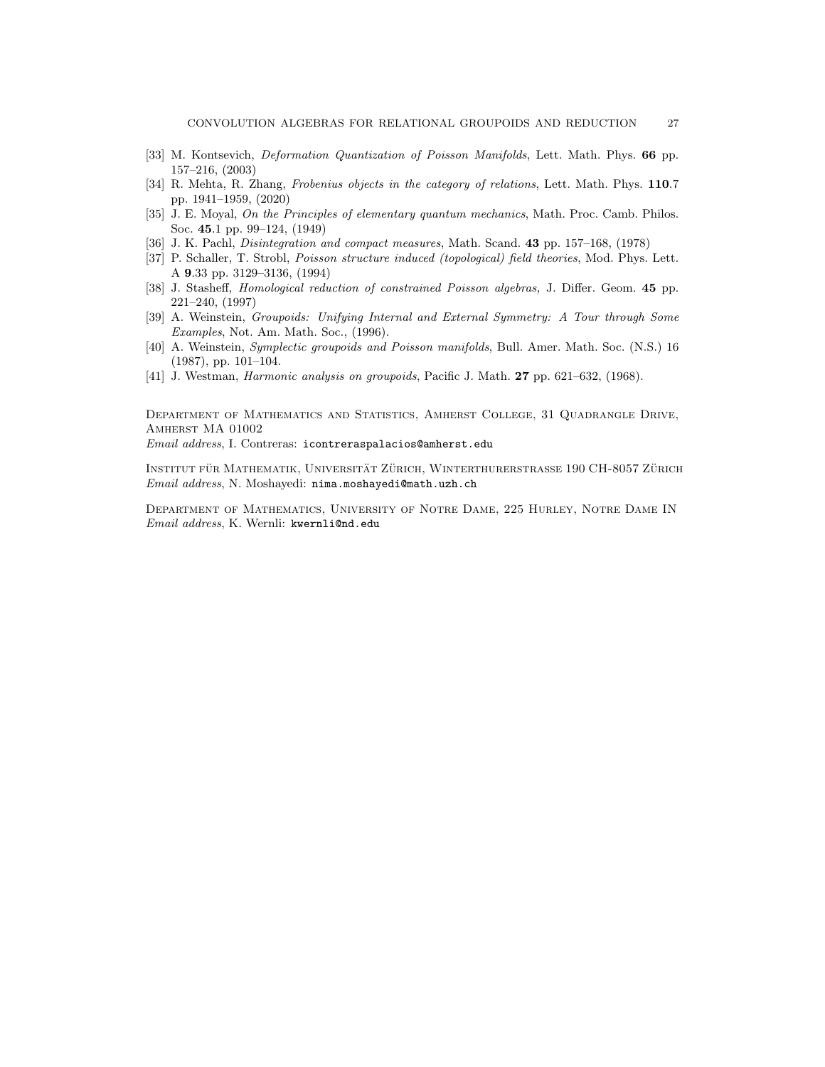[33] M. Kontsevich, *Deformation Quantization of Poisson Manifolds*, Lett. Math. Phys. **66** pp. 157–216, (2003)

[34] R. Mehta, R. Zhang, *Frobenius objects in the category of relations*, Lett. Math. Phys. **110**.7 pp. 1941–1959, (2020)

[35] J. E. Moyal, *On the Principles of elementary quantum mechanics*, Math. Proc. Camb. Philos. Soc. **45**.1 pp. 99–124, (1949)

[36] J. K. Pachl, *Disintegration and compact measures*, Math. Scand. **43** pp. 157–168, (1978)

[37] P. Schaller, T. Strobl, *Poisson structure induced (topological) field theories*, Mod. Phys. Lett. A **9**.33 pp. 3129–3136, (1994)

[38] J. Stasheff, *Homological reduction of constrained Poisson algebras,* J. Differ. Geom. **45** pp. 221–240, (1997)

[39] A. Weinstein, *Groupoids: Unifying Internal and External Symmetry: A Tour through Some Examples*, Not. Am. Math. Soc., (1996).

[40] A. Weinstein, *Symplectic groupoids and Poisson manifolds*, Bull. Amer. Math. Soc. (N.S.) 16 (1987), pp. 101–104.

[41] J. Westman, *Harmonic analysis on groupoids*, Pacific J. Math. **27** pp. 621–632, (1968).

Department of Mathematics and Statistics, Amherst College, 31 Quadrangle Drive, Amherst MA 01002

*Email address*, I. Contreras: icontreraspalacios@amherst.edu

Institut für Mathematik, Universität Zürich, Winterthurerstrasse 190 CH-8057 Zürich

*Email address*, N. Moshayedi: nima.moshayedi@math.uzh.ch

Department of Mathematics, University of Notre Dame, 225 Hurley, Notre Dame IN

*Email address*, K. Wernli: kwernli@nd.edu